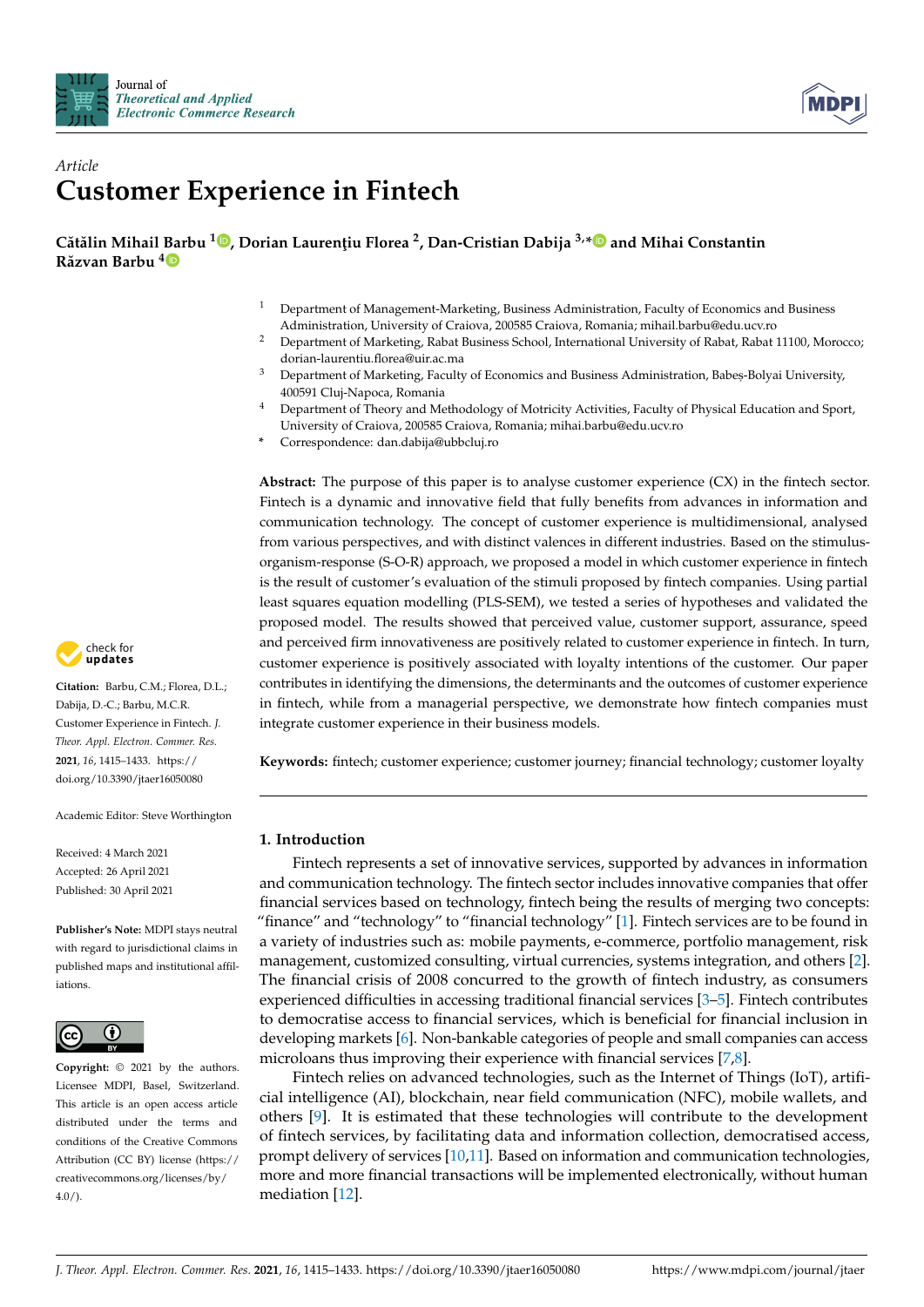Journal of
*Theoretical and Applied Electronic Commerce Research*

*Article*

# Customer Experience in Fintech

**Cătălin Mihail Barbu [1], Dorian Laurenţiu Florea [2], Dan-Cristian Dabija [3,*] and Mihai Constantin Răzvan Barbu [4]**

[1] Department of Management-Marketing, Business Administration, Faculty of Economics and Business Administration, University of Craiova, 200585 Craiova, Romania; mihail.barbu@edu.ucv.ro

[2] Department of Marketing, Rabat Business School, International University of Rabat, Rabat 11100, Morocco; dorian-laurentiu.florea@uir.ac.ma

[3] Department of Marketing, Faculty of Economics and Business Administration, Babeș-Bolyai University, 400591 Cluj-Napoca, Romania

[4] Department of Theory and Methodology of Motricity Activities, Faculty of Physical Education and Sport, University of Craiova, 200585 Craiova, Romania; mihai.barbu@edu.ucv.ro

[*] Correspondence: dan.dabija@ubbcluj.ro

**Abstract:** The purpose of this paper is to analyse customer experience (CX) in the fintech sector. Fintech is a dynamic and innovative field that fully benefits from advances in information and communication technology. The concept of customer experience is multidimensional, analysed from various perspectives, and with distinct valences in different industries. Based on the stimulus-organism-response (S-O-R) approach, we proposed a model in which customer experience in fintech is the result of customer's evaluation of the stimuli proposed by fintech companies. Using partial least squares equation modelling (PLS-SEM), we tested a series of hypotheses and validated the proposed model. The results showed that perceived value, customer support, assurance, speed and perceived firm innovativeness are positively related to customer experience in fintech. In turn, customer experience is positively associated with loyalty intentions of the customer. Our paper contributes in identifying the dimensions, the determinants and the outcomes of customer experience in fintech, while from a managerial perspective, we demonstrate how fintech companies must integrate customer experience in their business models.

**Keywords:** fintech; customer experience; customer journey; financial technology; customer loyalty

**Citation:** Barbu, C.M.; Florea, D.L.; Dabija, D.-C.; Barbu, M.C.R. Customer Experience in Fintech. *J. Theor. Appl. Electron. Commer. Res.* **2021**, *16*, 1415–1433. https://doi.org/10.3390/jtaer16050080

Academic Editor: Steve Worthington

Received: 4 March 2021
Accepted: 26 April 2021
Published: 30 April 2021

**Publisher's Note:** MDPI stays neutral with regard to jurisdictional claims in published maps and institutional affiliations.

**Copyright:** © 2021 by the authors. Licensee MDPI, Basel, Switzerland. This article is an open access article distributed under the terms and conditions of the Creative Commons Attribution (CC BY) license (https://creativecommons.org/licenses/by/4.0/).

## 1. Introduction

Fintech represents a set of innovative services, supported by advances in information and communication technology. The fintech sector includes innovative companies that offer financial services based on technology, fintech being the results of merging two concepts: "finance" and "technology" to "financial technology" [1]. Fintech services are to be found in a variety of industries such as: mobile payments, e-commerce, portfolio management, risk management, customized consulting, virtual currencies, systems integration, and others [2]. The financial crisis of 2008 concurred to the growth of fintech industry, as consumers experienced difficulties in accessing traditional financial services [3–5]. Fintech contributes to democratise access to financial services, which is beneficial for financial inclusion in developing markets [6]. Non-bankable categories of people and small companies can access microloans thus improving their experience with financial services [7,8].

Fintech relies on advanced technologies, such as the Internet of Things (IoT), artificial intelligence (AI), blockchain, near field communication (NFC), mobile wallets, and others [9]. It is estimated that these technologies will contribute to the development of fintech services, by facilitating data and information collection, democratised access, prompt delivery of services [10,11]. Based on information and communication technologies, more and more financial transactions will be implemented electronically, without human mediation [12].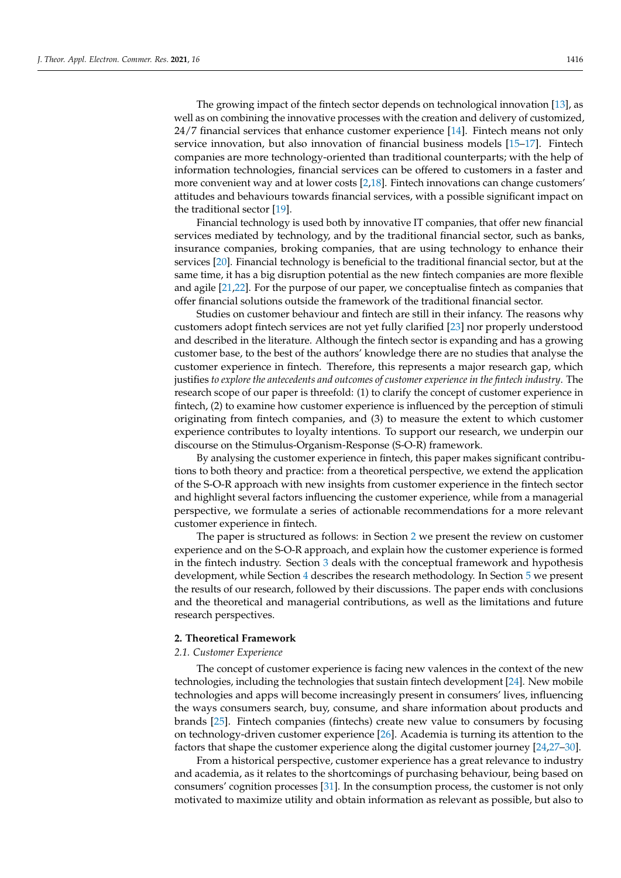The growing impact of the fintech sector depends on technological innovation [13], as well as on combining the innovative processes with the creation and delivery of customized, 24/7 financial services that enhance customer experience [14]. Fintech means not only service innovation, but also innovation of financial business models [15–17]. Fintech companies are more technology-oriented than traditional counterparts; with the help of information technologies, financial services can be offered to customers in a faster and more convenient way and at lower costs [2,18]. Fintech innovations can change customers' attitudes and behaviours towards financial services, with a possible significant impact on the traditional sector [19].

Financial technology is used both by innovative IT companies, that offer new financial services mediated by technology, and by the traditional financial sector, such as banks, insurance companies, broking companies, that are using technology to enhance their services [20]. Financial technology is beneficial to the traditional financial sector, but at the same time, it has a big disruption potential as the new fintech companies are more flexible and agile [21,22]. For the purpose of our paper, we conceptualise fintech as companies that offer financial solutions outside the framework of the traditional financial sector.

Studies on customer behaviour and fintech are still in their infancy. The reasons why customers adopt fintech services are not yet fully clarified [23] nor properly understood and described in the literature. Although the fintech sector is expanding and has a growing customer base, to the best of the authors' knowledge there are no studies that analyse the customer experience in fintech. Therefore, this represents a major research gap, which justifies *to explore the antecedents and outcomes of customer experience in the fintech industry*. The research scope of our paper is threefold: (1) to clarify the concept of customer experience in fintech, (2) to examine how customer experience is influenced by the perception of stimuli originating from fintech companies, and (3) to measure the extent to which customer experience contributes to loyalty intentions. To support our research, we underpin our discourse on the Stimulus-Organism-Response (S-O-R) framework.

By analysing the customer experience in fintech, this paper makes significant contributions to both theory and practice: from a theoretical perspective, we extend the application of the S-O-R approach with new insights from customer experience in the fintech sector and highlight several factors influencing the customer experience, while from a managerial perspective, we formulate a series of actionable recommendations for a more relevant customer experience in fintech.

The paper is structured as follows: in Section 2 we present the review on customer experience and on the S-O-R approach, and explain how the customer experience is formed in the fintech industry. Section 3 deals with the conceptual framework and hypothesis development, while Section 4 describes the research methodology. In Section 5 we present the results of our research, followed by their discussions. The paper ends with conclusions and the theoretical and managerial contributions, as well as the limitations and future research perspectives.

## 2. Theoretical Framework

### 2.1. Customer Experience

The concept of customer experience is facing new valences in the context of the new technologies, including the technologies that sustain fintech development [24]. New mobile technologies and apps will become increasingly present in consumers' lives, influencing the ways consumers search, buy, consume, and share information about products and brands [25]. Fintech companies (fintechs) create new value to consumers by focusing on technology-driven customer experience [26]. Academia is turning its attention to the factors that shape the customer experience along the digital customer journey [24,27–30].

From a historical perspective, customer experience has a great relevance to industry and academia, as it relates to the shortcomings of purchasing behaviour, being based on consumers' cognition processes [31]. In the consumption process, the customer is not only motivated to maximize utility and obtain information as relevant as possible, but also to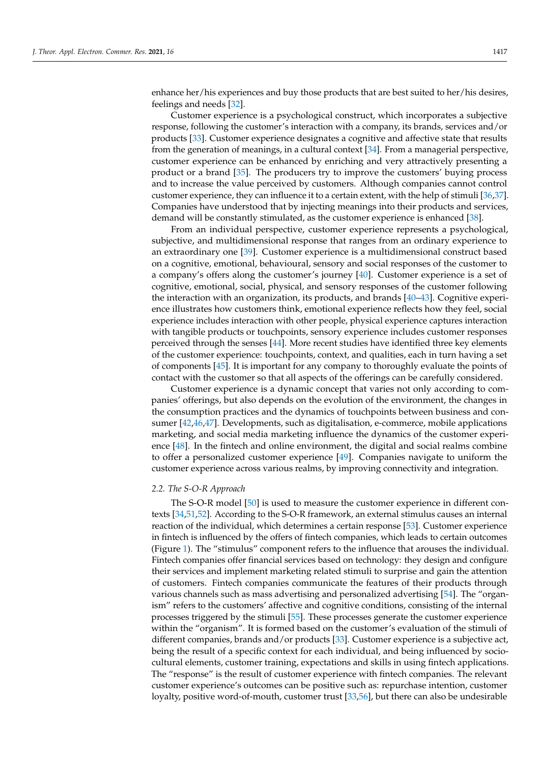enhance her/his experiences and buy those products that are best suited to her/his desires, feelings and needs [32].

Customer experience is a psychological construct, which incorporates a subjective response, following the customer's interaction with a company, its brands, services and/or products [33]. Customer experience designates a cognitive and affective state that results from the generation of meanings, in a cultural context [34]. From a managerial perspective, customer experience can be enhanced by enriching and very attractively presenting a product or a brand [35]. The producers try to improve the customers' buying process and to increase the value perceived by customers. Although companies cannot control customer experience, they can influence it to a certain extent, with the help of stimuli [36,37]. Companies have understood that by injecting meanings into their products and services, demand will be constantly stimulated, as the customer experience is enhanced [38].

From an individual perspective, customer experience represents a psychological, subjective, and multidimensional response that ranges from an ordinary experience to an extraordinary one [39]. Customer experience is a multidimensional construct based on a cognitive, emotional, behavioural, sensory and social responses of the customer to a company's offers along the customer's journey [40]. Customer experience is a set of cognitive, emotional, social, physical, and sensory responses of the customer following the interaction with an organization, its products, and brands [40–43]. Cognitive experience illustrates how customers think, emotional experience reflects how they feel, social experience includes interaction with other people, physical experience captures interaction with tangible products or touchpoints, sensory experience includes customer responses perceived through the senses [44]. More recent studies have identified three key elements of the customer experience: touchpoints, context, and qualities, each in turn having a set of components [45]. It is important for any company to thoroughly evaluate the points of contact with the customer so that all aspects of the offerings can be carefully considered.

Customer experience is a dynamic concept that varies not only according to companies' offerings, but also depends on the evolution of the environment, the changes in the consumption practices and the dynamics of touchpoints between business and consumer [42,46,47]. Developments, such as digitalisation, e-commerce, mobile applications marketing, and social media marketing influence the dynamics of the customer experience [48]. In the fintech and online environment, the digital and social realms combine to offer a personalized customer experience [49]. Companies navigate to uniform the customer experience across various realms, by improving connectivity and integration.

### *2.2. The S-O-R Approach*

The S-O-R model [50] is used to measure the customer experience in different contexts [34,51,52]. According to the S-O-R framework, an external stimulus causes an internal reaction of the individual, which determines a certain response [53]. Customer experience in fintech is influenced by the offers of fintech companies, which leads to certain outcomes (Figure 1). The "stimulus" component refers to the influence that arouses the individual. Fintech companies offer financial services based on technology: they design and configure their services and implement marketing related stimuli to surprise and gain the attention of customers. Fintech companies communicate the features of their products through various channels such as mass advertising and personalized advertising [54]. The "organism" refers to the customers' affective and cognitive conditions, consisting of the internal processes triggered by the stimuli [55]. These processes generate the customer experience within the "organism". It is formed based on the customer's evaluation of the stimuli of different companies, brands and/or products [33]. Customer experience is a subjective act, being the result of a specific context for each individual, and being influenced by socio-cultural elements, customer training, expectations and skills in using fintech applications. The "response" is the result of customer experience with fintech companies. The relevant customer experience's outcomes can be positive such as: repurchase intention, customer loyalty, positive word-of-mouth, customer trust [33,56], but there can also be undesirable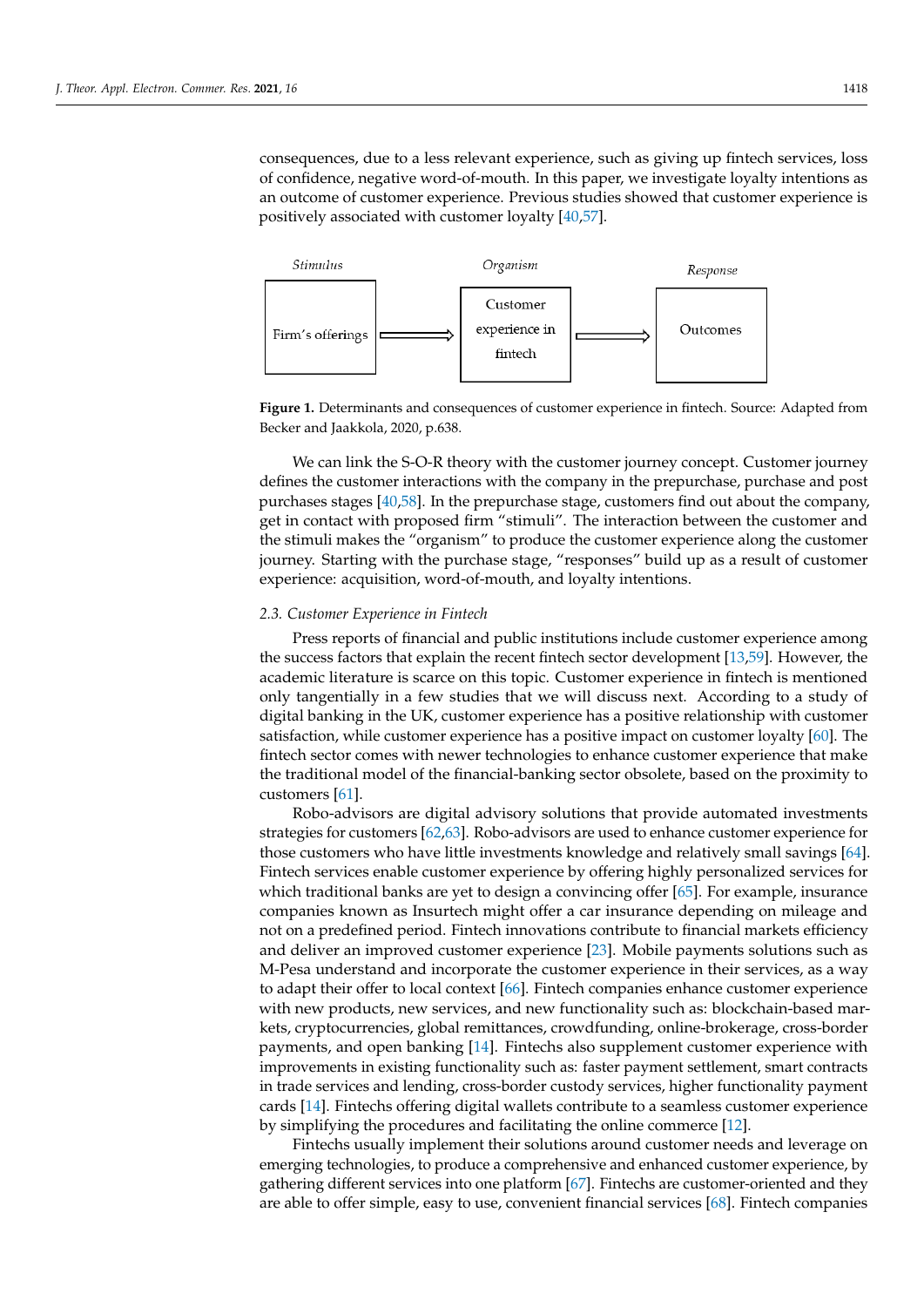consequences, due to a less relevant experience, such as giving up fintech services, loss of confidence, negative word-of-mouth. In this paper, we investigate loyalty intentions as an outcome of customer experience. Previous studies showed that customer experience is positively associated with customer loyalty [40,57].

Stimulus: Firm's offerings → Organism: Customer experience in fintech → Response: Outcomes

**Figure 1.** Determinants and consequences of customer experience in fintech. Source: Adapted from Becker and Jaakkola, 2020, p.638.

We can link the S-O-R theory with the customer journey concept. Customer journey defines the customer interactions with the company in the prepurchase, purchase and post purchases stages [40,58]. In the prepurchase stage, customers find out about the company, get in contact with proposed firm "stimuli". The interaction between the customer and the stimuli makes the "organism" to produce the customer experience along the customer journey. Starting with the purchase stage, "responses" build up as a result of customer experience: acquisition, word-of-mouth, and loyalty intentions.

### 2.3. Customer Experience in Fintech

Press reports of financial and public institutions include customer experience among the success factors that explain the recent fintech sector development [13,59]. However, the academic literature is scarce on this topic. Customer experience in fintech is mentioned only tangentially in a few studies that we will discuss next. According to a study of digital banking in the UK, customer experience has a positive relationship with customer satisfaction, while customer experience has a positive impact on customer loyalty [60]. The fintech sector comes with newer technologies to enhance customer experience that make the traditional model of the financial-banking sector obsolete, based on the proximity to customers [61].

Robo-advisors are digital advisory solutions that provide automated investments strategies for customers [62,63]. Robo-advisors are used to enhance customer experience for those customers who have little investments knowledge and relatively small savings [64]. Fintech services enable customer experience by offering highly personalized services for which traditional banks are yet to design a convincing offer [65]. For example, insurance companies known as Insurtech might offer a car insurance depending on mileage and not on a predefined period. Fintech innovations contribute to financial markets efficiency and deliver an improved customer experience [23]. Mobile payments solutions such as M-Pesa understand and incorporate the customer experience in their services, as a way to adapt their offer to local context [66]. Fintech companies enhance customer experience with new products, new services, and new functionality such as: blockchain-based markets, cryptocurrencies, global remittances, crowdfunding, online-brokerage, cross-border payments, and open banking [14]. Fintechs also supplement customer experience with improvements in existing functionality such as: faster payment settlement, smart contracts in trade services and lending, cross-border custody services, higher functionality payment cards [14]. Fintechs offering digital wallets contribute to a seamless customer experience by simplifying the procedures and facilitating the online commerce [12].

Fintechs usually implement their solutions around customer needs and leverage on emerging technologies, to produce a comprehensive and enhanced customer experience, by gathering different services into one platform [67]. Fintechs are customer-oriented and they are able to offer simple, easy to use, convenient financial services [68]. Fintech companies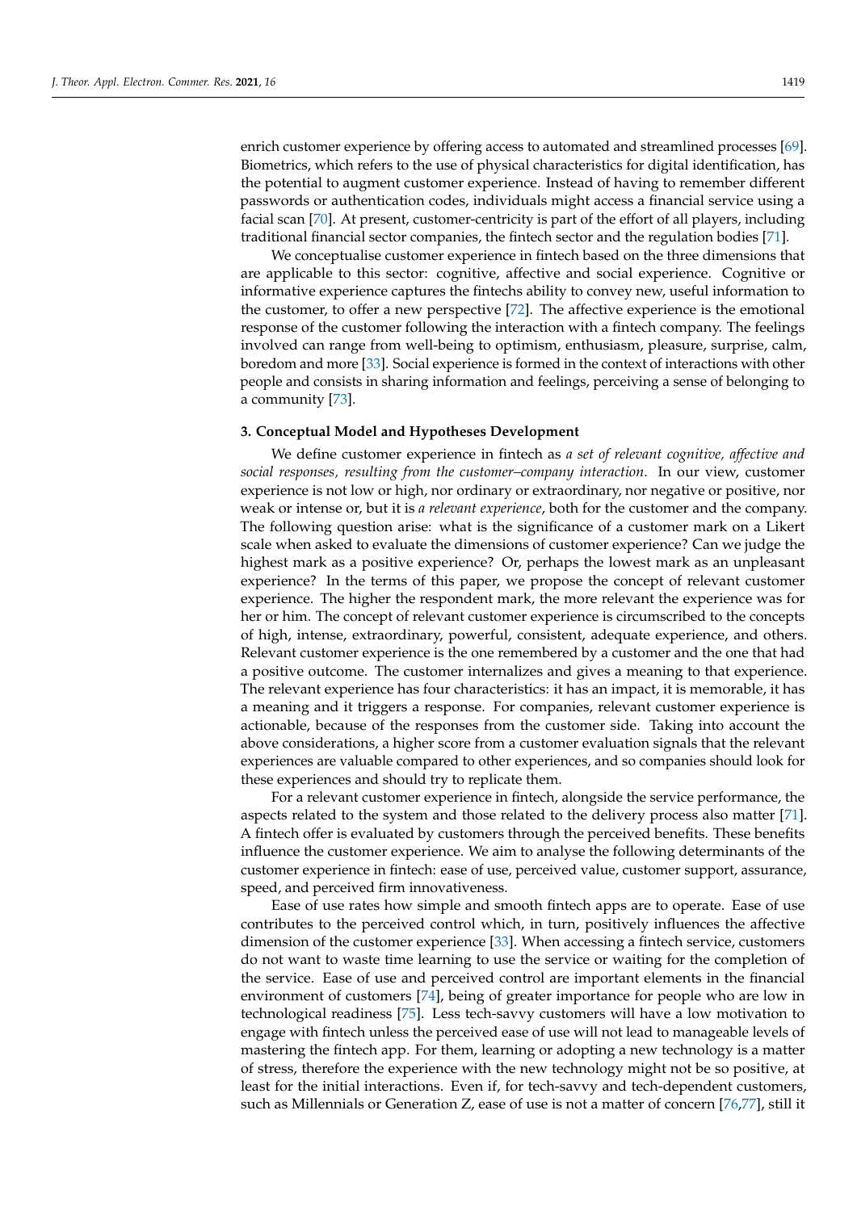enrich customer experience by offering access to automated and streamlined processes [69]. Biometrics, which refers to the use of physical characteristics for digital identification, has the potential to augment customer experience. Instead of having to remember different passwords or authentication codes, individuals might access a financial service using a facial scan [70]. At present, customer-centricity is part of the effort of all players, including traditional financial sector companies, the fintech sector and the regulation bodies [71].

We conceptualise customer experience in fintech based on the three dimensions that are applicable to this sector: cognitive, affective and social experience. Cognitive or informative experience captures the fintechs ability to convey new, useful information to the customer, to offer a new perspective [72]. The affective experience is the emotional response of the customer following the interaction with a fintech company. The feelings involved can range from well-being to optimism, enthusiasm, pleasure, surprise, calm, boredom and more [33]. Social experience is formed in the context of interactions with other people and consists in sharing information and feelings, perceiving a sense of belonging to a community [73].

## 3. Conceptual Model and Hypotheses Development

We define customer experience in fintech as *a set of relevant cognitive, affective and social responses, resulting from the customer–company interaction*. In our view, customer experience is not low or high, nor ordinary or extraordinary, nor negative or positive, nor weak or intense or, but it is *a relevant experience*, both for the customer and the company. The following question arise: what is the significance of a customer mark on a Likert scale when asked to evaluate the dimensions of customer experience? Can we judge the highest mark as a positive experience? Or, perhaps the lowest mark as an unpleasant experience? In the terms of this paper, we propose the concept of relevant customer experience. The higher the respondent mark, the more relevant the experience was for her or him. The concept of relevant customer experience is circumscribed to the concepts of high, intense, extraordinary, powerful, consistent, adequate experience, and others. Relevant customer experience is the one remembered by a customer and the one that had a positive outcome. The customer internalizes and gives a meaning to that experience. The relevant experience has four characteristics: it has an impact, it is memorable, it has a meaning and it triggers a response. For companies, relevant customer experience is actionable, because of the responses from the customer side. Taking into account the above considerations, a higher score from a customer evaluation signals that the relevant experiences are valuable compared to other experiences, and so companies should look for these experiences and should try to replicate them.

For a relevant customer experience in fintech, alongside the service performance, the aspects related to the system and those related to the delivery process also matter [71]. A fintech offer is evaluated by customers through the perceived benefits. These benefits influence the customer experience. We aim to analyse the following determinants of the customer experience in fintech: ease of use, perceived value, customer support, assurance, speed, and perceived firm innovativeness.

Ease of use rates how simple and smooth fintech apps are to operate. Ease of use contributes to the perceived control which, in turn, positively influences the affective dimension of the customer experience [33]. When accessing a fintech service, customers do not want to waste time learning to use the service or waiting for the completion of the service. Ease of use and perceived control are important elements in the financial environment of customers [74], being of greater importance for people who are low in technological readiness [75]. Less tech-savvy customers will have a low motivation to engage with fintech unless the perceived ease of use will not lead to manageable levels of mastering the fintech app. For them, learning or adopting a new technology is a matter of stress, therefore the experience with the new technology might not be so positive, at least for the initial interactions. Even if, for tech-savvy and tech-dependent customers, such as Millennials or Generation Z, ease of use is not a matter of concern [76,77], still it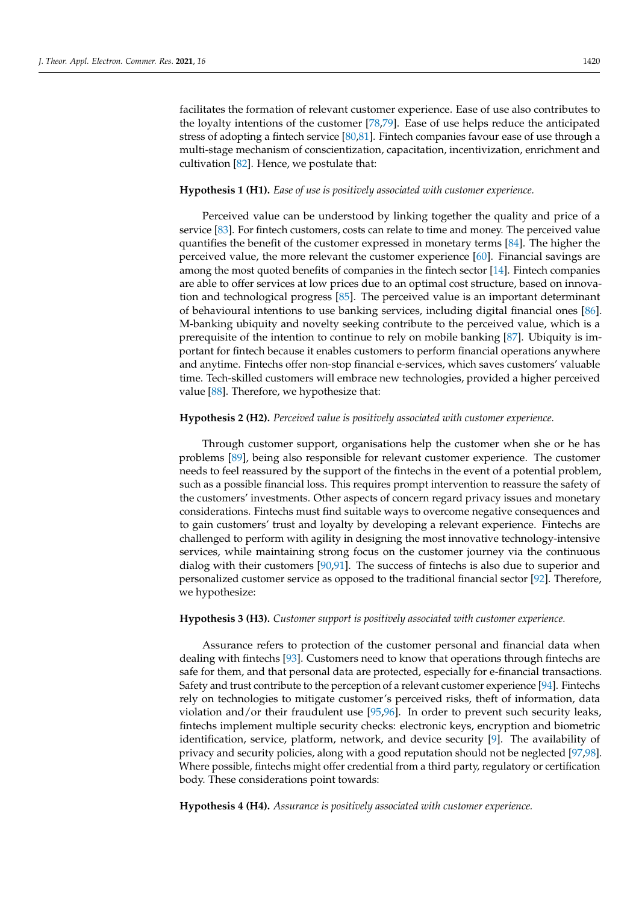facilitates the formation of relevant customer experience. Ease of use also contributes to the loyalty intentions of the customer [78,79]. Ease of use helps reduce the anticipated stress of adopting a fintech service [80,81]. Fintech companies favour ease of use through a multi-stage mechanism of conscientization, capacitation, incentivization, enrichment and cultivation [82]. Hence, we postulate that:

**Hypothesis 1 (H1).** *Ease of use is positively associated with customer experience.*

Perceived value can be understood by linking together the quality and price of a service [83]. For fintech customers, costs can relate to time and money. The perceived value quantifies the benefit of the customer expressed in monetary terms [84]. The higher the perceived value, the more relevant the customer experience [60]. Financial savings are among the most quoted benefits of companies in the fintech sector [14]. Fintech companies are able to offer services at low prices due to an optimal cost structure, based on innovation and technological progress [85]. The perceived value is an important determinant of behavioural intentions to use banking services, including digital financial ones [86]. M-banking ubiquity and novelty seeking contribute to the perceived value, which is a prerequisite of the intention to continue to rely on mobile banking [87]. Ubiquity is important for fintech because it enables customers to perform financial operations anywhere and anytime. Fintechs offer non-stop financial e-services, which saves customers' valuable time. Tech-skilled customers will embrace new technologies, provided a higher perceived value [88]. Therefore, we hypothesize that:

**Hypothesis 2 (H2).** *Perceived value is positively associated with customer experience.*

Through customer support, organisations help the customer when she or he has problems [89], being also responsible for relevant customer experience. The customer needs to feel reassured by the support of the fintechs in the event of a potential problem, such as a possible financial loss. This requires prompt intervention to reassure the safety of the customers' investments. Other aspects of concern regard privacy issues and monetary considerations. Fintechs must find suitable ways to overcome negative consequences and to gain customers' trust and loyalty by developing a relevant experience. Fintechs are challenged to perform with agility in designing the most innovative technology-intensive services, while maintaining strong focus on the customer journey via the continuous dialog with their customers [90,91]. The success of fintechs is also due to superior and personalized customer service as opposed to the traditional financial sector [92]. Therefore, we hypothesize:

**Hypothesis 3 (H3).** *Customer support is positively associated with customer experience.*

Assurance refers to protection of the customer personal and financial data when dealing with fintechs [93]. Customers need to know that operations through fintechs are safe for them, and that personal data are protected, especially for e-financial transactions. Safety and trust contribute to the perception of a relevant customer experience [94]. Fintechs rely on technologies to mitigate customer's perceived risks, theft of information, data violation and/or their fraudulent use [95,96]. In order to prevent such security leaks, fintechs implement multiple security checks: electronic keys, encryption and biometric identification, service, platform, network, and device security [9]. The availability of privacy and security policies, along with a good reputation should not be neglected [97,98]. Where possible, fintechs might offer credential from a third party, regulatory or certification body. These considerations point towards:

**Hypothesis 4 (H4).** *Assurance is positively associated with customer experience.*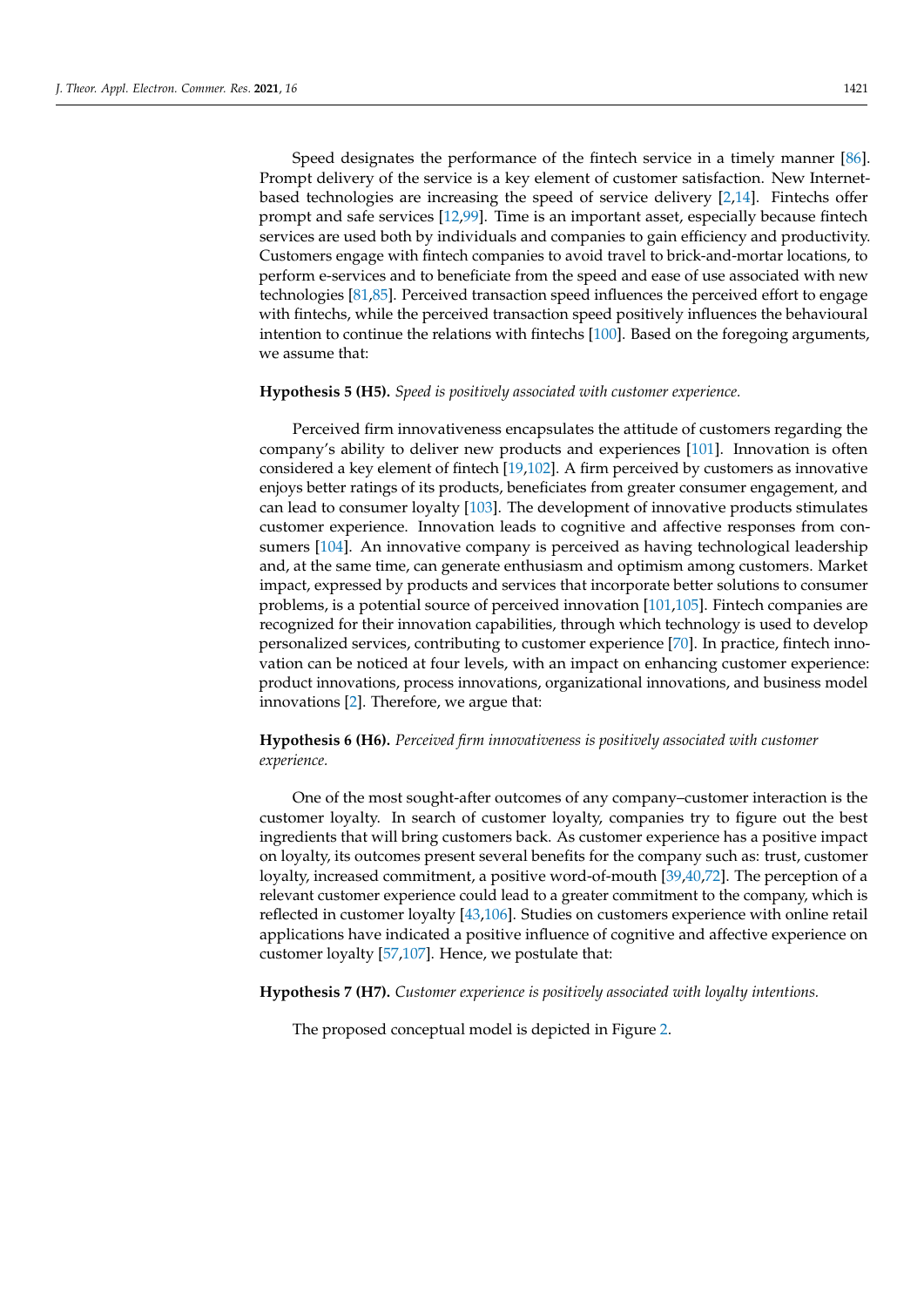Speed designates the performance of the fintech service in a timely manner [86]. Prompt delivery of the service is a key element of customer satisfaction. New Internet-based technologies are increasing the speed of service delivery [2,14]. Fintechs offer prompt and safe services [12,99]. Time is an important asset, especially because fintech services are used both by individuals and companies to gain efficiency and productivity. Customers engage with fintech companies to avoid travel to brick-and-mortar locations, to perform e-services and to beneficiate from the speed and ease of use associated with new technologies [81,85]. Perceived transaction speed influences the perceived effort to engage with fintechs, while the perceived transaction speed positively influences the behavioural intention to continue the relations with fintechs [100]. Based on the foregoing arguments, we assume that:

**Hypothesis 5 (H5).** *Speed is positively associated with customer experience.*

Perceived firm innovativeness encapsulates the attitude of customers regarding the company's ability to deliver new products and experiences [101]. Innovation is often considered a key element of fintech [19,102]. A firm perceived by customers as innovative enjoys better ratings of its products, beneficiates from greater consumer engagement, and can lead to consumer loyalty [103]. The development of innovative products stimulates customer experience. Innovation leads to cognitive and affective responses from consumers [104]. An innovative company is perceived as having technological leadership and, at the same time, can generate enthusiasm and optimism among customers. Market impact, expressed by products and services that incorporate better solutions to consumer problems, is a potential source of perceived innovation [101,105]. Fintech companies are recognized for their innovation capabilities, through which technology is used to develop personalized services, contributing to customer experience [70]. In practice, fintech innovation can be noticed at four levels, with an impact on enhancing customer experience: product innovations, process innovations, organizational innovations, and business model innovations [2]. Therefore, we argue that:

**Hypothesis 6 (H6).** *Perceived firm innovativeness is positively associated with customer experience.*

One of the most sought-after outcomes of any company–customer interaction is the customer loyalty. In search of customer loyalty, companies try to figure out the best ingredients that will bring customers back. As customer experience has a positive impact on loyalty, its outcomes present several benefits for the company such as: trust, customer loyalty, increased commitment, a positive word-of-mouth [39,40,72]. The perception of a relevant customer experience could lead to a greater commitment to the company, which is reflected in customer loyalty [43,106]. Studies on customers experience with online retail applications have indicated a positive influence of cognitive and affective experience on customer loyalty [57,107]. Hence, we postulate that:

**Hypothesis 7 (H7).** *Customer experience is positively associated with loyalty intentions.*

The proposed conceptual model is depicted in Figure 2.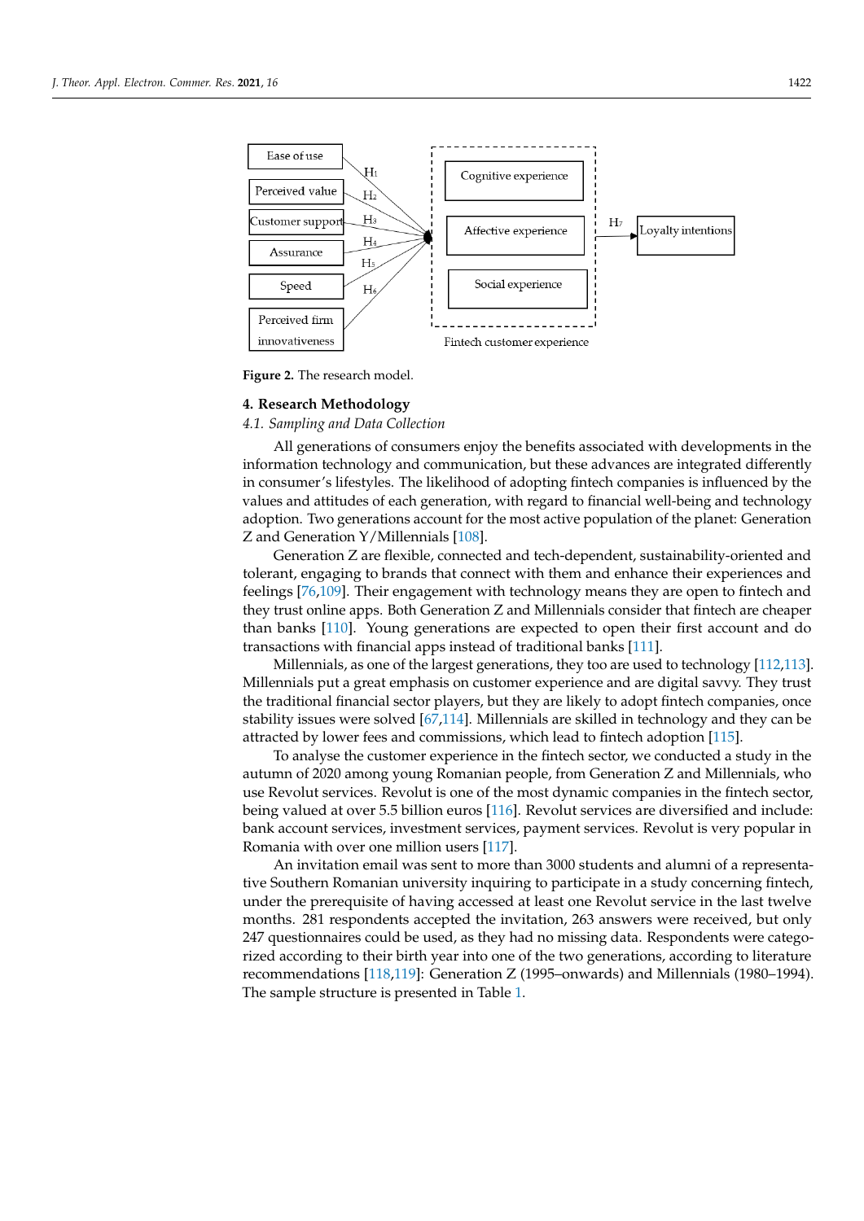Figure 2. The research model.

## 4. Research Methodology

### 4.1. Sampling and Data Collection

All generations of consumers enjoy the benefits associated with developments in the information technology and communication, but these advances are integrated differently in consumer's lifestyles. The likelihood of adopting fintech companies is influenced by the values and attitudes of each generation, with regard to financial well-being and technology adoption. Two generations account for the most active population of the planet: Generation Z and Generation Y/Millennials [108].

Generation Z are flexible, connected and tech-dependent, sustainability-oriented and tolerant, engaging to brands that connect with them and enhance their experiences and feelings [76,109]. Their engagement with technology means they are open to fintech and they trust online apps. Both Generation Z and Millennials consider that fintech are cheaper than banks [110]. Young generations are expected to open their first account and do transactions with financial apps instead of traditional banks [111].

Millennials, as one of the largest generations, they too are used to technology [112,113]. Millennials put a great emphasis on customer experience and are digital savvy. They trust the traditional financial sector players, but they are likely to adopt fintech companies, once stability issues were solved [67,114]. Millennials are skilled in technology and they can be attracted by lower fees and commissions, which lead to fintech adoption [115].

To analyse the customer experience in the fintech sector, we conducted a study in the autumn of 2020 among young Romanian people, from Generation Z and Millennials, who use Revolut services. Revolut is one of the most dynamic companies in the fintech sector, being valued at over 5.5 billion euros [116]. Revolut services are diversified and include: bank account services, investment services, payment services. Revolut is very popular in Romania with over one million users [117].

An invitation email was sent to more than 3000 students and alumni of a representative Southern Romanian university inquiring to participate in a study concerning fintech, under the prerequisite of having accessed at least one Revolut service in the last twelve months. 281 respondents accepted the invitation, 263 answers were received, but only 247 questionnaires could be used, as they had no missing data. Respondents were categorized according to their birth year into one of the two generations, according to literature recommendations [118,119]: Generation Z (1995–onwards) and Millennials (1980–1994). The sample structure is presented in Table 1.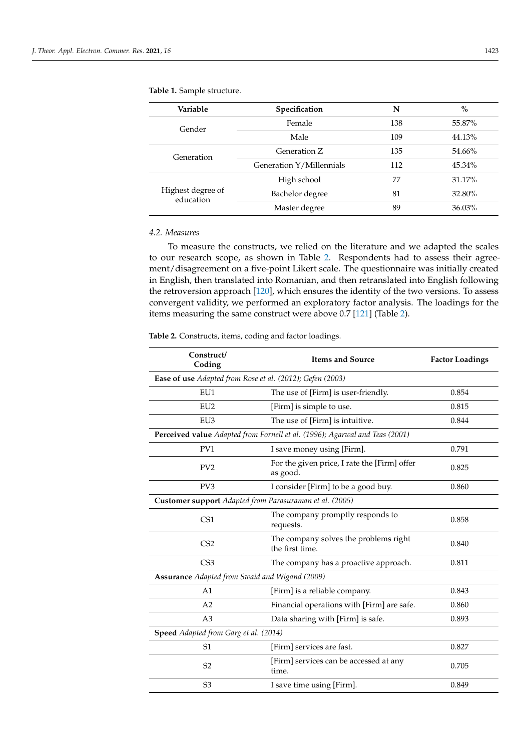**Table 1.** Sample structure.

| Variable | Specification | N | % |
|---|---|---|---|
| Gender | Female | 138 | 55.87% |
| | Male | 109 | 44.13% |
| Generation | Generation Z | 135 | 54.66% |
| | Generation Y/Millennials | 112 | 45.34% |
| Highest degree of education | High school | 77 | 31.17% |
| | Bachelor degree | 81 | 32.80% |
| | Master degree | 89 | 36.03% |

### 4.2. Measures

To measure the constructs, we relied on the literature and we adapted the scales to our research scope, as shown in Table 2. Respondents had to assess their agreement/disagreement on a five-point Likert scale. The questionnaire was initially created in English, then translated into Romanian, and then retranslated into English following the retroversion approach [120], which ensures the identity of the two versions. To assess convergent validity, we performed an exploratory factor analysis. The loadings for the items measuring the same construct were above 0.7 [121] (Table 2).

**Table 2.** Constructs, items, coding and factor loadings.

| Construct/Coding | Items and Source | Factor Loadings |
|---|---|---|
| **Ease of use** *Adapted from Rose et al. (2012); Gefen (2003)* | | |
| EU1 | The use of [Firm] is user-friendly. | 0.854 |
| EU2 | [Firm] is simple to use. | 0.815 |
| EU3 | The use of [Firm] is intuitive. | 0.844 |
| **Perceived value** *Adapted from Fornell et al. (1996); Agarwal and Teas (2001)* | | |
| PV1 | I save money using [Firm]. | 0.791 |
| PV2 | For the given price, I rate the [Firm] offer as good. | 0.825 |
| PV3 | I consider [Firm] to be a good buy. | 0.860 |
| **Customer support** *Adapted from Parasuraman et al. (2005)* | | |
| CS1 | The company promptly responds to requests. | 0.858 |
| CS2 | The company solves the problems right the first time. | 0.840 |
| CS3 | The company has a proactive approach. | 0.811 |
| **Assurance** *Adapted from Swaid and Wigand (2009)* | | |
| A1 | [Firm] is a reliable company. | 0.843 |
| A2 | Financial operations with [Firm] are safe. | 0.860 |
| A3 | Data sharing with [Firm] is safe. | 0.893 |
| **Speed** *Adapted from Garg et al. (2014)* | | |
| S1 | [Firm] services are fast. | 0.827 |
| S2 | [Firm] services can be accessed at any time. | 0.705 |
| S3 | I save time using [Firm]. | 0.849 |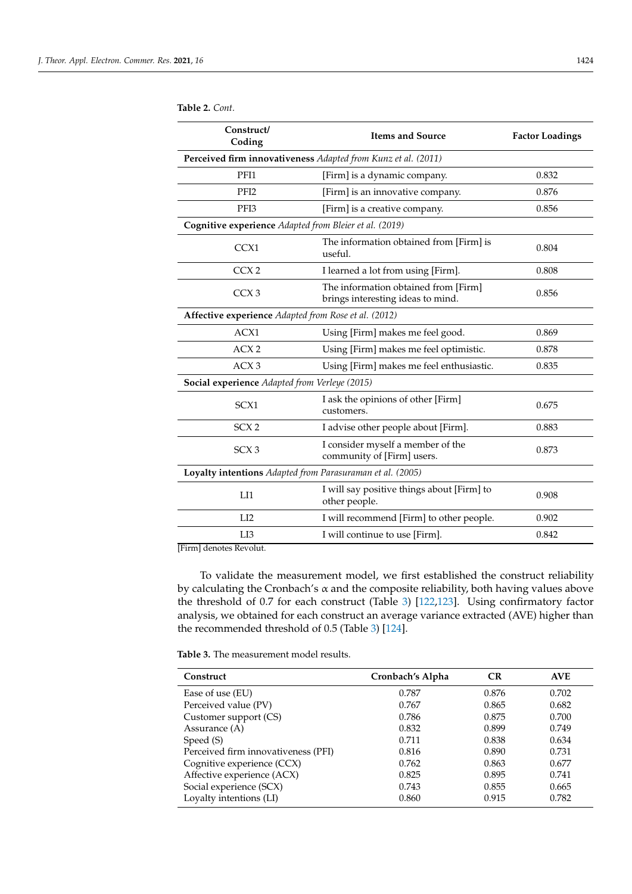**Table 2.** *Cont.*

| Construct/ Coding | Items and Source | Factor Loadings |
| --- | --- | --- |
| **Perceived firm innovativeness** *Adapted from Kunz et al. (2011)* | | |
| PFI1 | [Firm] is a dynamic company. | 0.832 |
| PFI2 | [Firm] is an innovative company. | 0.876 |
| PFI3 | [Firm] is a creative company. | 0.856 |
| **Cognitive experience** *Adapted from Bleier et al. (2019)* | | |
| CCX1 | The information obtained from [Firm] is useful. | 0.804 |
| CCX 2 | I learned a lot from using [Firm]. | 0.808 |
| CCX 3 | The information obtained from [Firm] brings interesting ideas to mind. | 0.856 |
| **Affective experience** *Adapted from Rose et al. (2012)* | | |
| ACX1 | Using [Firm] makes me feel good. | 0.869 |
| ACX 2 | Using [Firm] makes me feel optimistic. | 0.878 |
| ACX 3 | Using [Firm] makes me feel enthusiastic. | 0.835 |
| **Social experience** *Adapted from Verleye (2015)* | | |
| SCX1 | I ask the opinions of other [Firm] customers. | 0.675 |
| SCX 2 | I advise other people about [Firm]. | 0.883 |
| SCX 3 | I consider myself a member of the community of [Firm] users. | 0.873 |
| **Loyalty intentions** *Adapted from Parasuraman et al. (2005)* | | |
| LI1 | I will say positive things about [Firm] to other people. | 0.908 |
| LI2 | I will recommend [Firm] to other people. | 0.902 |
| LI3 | I will continue to use [Firm]. | 0.842 |

[Firm] denotes Revolut.

To validate the measurement model, we first established the construct reliability by calculating the Cronbach's α and the composite reliability, both having values above the threshold of 0.7 for each construct (Table 3) [122,123]. Using confirmatory factor analysis, we obtained for each construct an average variance extracted (AVE) higher than the recommended threshold of 0.5 (Table 3) [124].

**Table 3.** The measurement model results.

| Construct | Cronbach's Alpha | CR | AVE |
| --- | --- | --- | --- |
| Ease of use (EU) | 0.787 | 0.876 | 0.702 |
| Perceived value (PV) | 0.767 | 0.865 | 0.682 |
| Customer support (CS) | 0.786 | 0.875 | 0.700 |
| Assurance (A) | 0.832 | 0.899 | 0.749 |
| Speed (S) | 0.711 | 0.838 | 0.634 |
| Perceived firm innovativeness (PFI) | 0.816 | 0.890 | 0.731 |
| Cognitive experience (CCX) | 0.762 | 0.863 | 0.677 |
| Affective experience (ACX) | 0.825 | 0.895 | 0.741 |
| Social experience (SCX) | 0.743 | 0.855 | 0.665 |
| Loyalty intentions (LI) | 0.860 | 0.915 | 0.782 |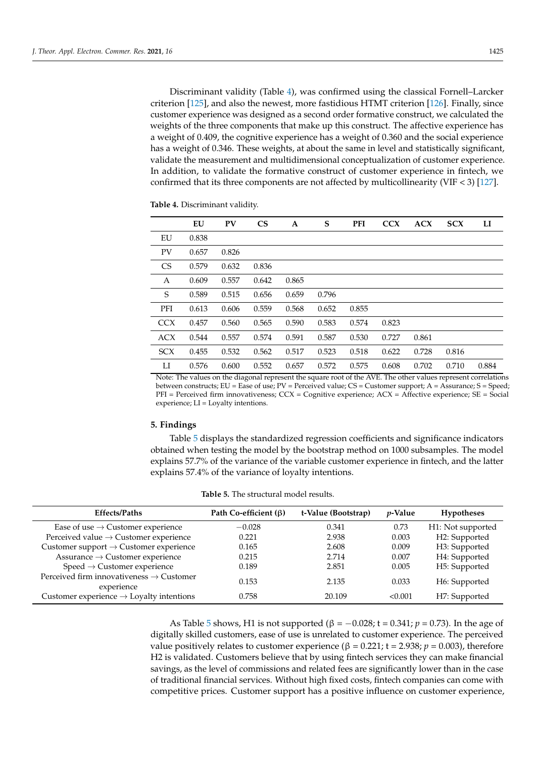Discriminant validity (Table 4), was confirmed using the classical Fornell–Larcker criterion [125], and also the newest, more fastidious HTMT criterion [126]. Finally, since customer experience was designed as a second order formative construct, we calculated the weights of the three components that make up this construct. The affective experience has a weight of 0.409, the cognitive experience has a weight of 0.360 and the social experience has a weight of 0.346. These weights, at about the same in level and statistically significant, validate the measurement and multidimensional conceptualization of customer experience. In addition, to validate the formative construct of customer experience in fintech, we confirmed that its three components are not affected by multicollinearity (VIF < 3) [127].

**Table 4.** Discriminant validity.

| | EU | PV | CS | A | S | PFI | CCX | ACX | SCX | LI |
|---|---|---|---|---|---|---|---|---|---|---|
| EU | 0.838 | | | | | | | | | |
| PV | 0.657 | 0.826 | | | | | | | | |
| CS | 0.579 | 0.632 | 0.836 | | | | | | | |
| A | 0.609 | 0.557 | 0.642 | 0.865 | | | | | | |
| S | 0.589 | 0.515 | 0.656 | 0.659 | 0.796 | | | | | |
| PFI | 0.613 | 0.606 | 0.559 | 0.568 | 0.652 | 0.855 | | | | |
| CCX | 0.457 | 0.560 | 0.565 | 0.590 | 0.583 | 0.574 | 0.823 | | | |
| ACX | 0.544 | 0.557 | 0.574 | 0.591 | 0.587 | 0.530 | 0.727 | 0.861 | | |
| SCX | 0.455 | 0.532 | 0.562 | 0.517 | 0.523 | 0.518 | 0.622 | 0.728 | 0.816 | |
| LI | 0.576 | 0.600 | 0.552 | 0.657 | 0.572 | 0.575 | 0.608 | 0.702 | 0.710 | 0.884 |

Note: The values on the diagonal represent the square root of the AVE. The other values represent correlations between constructs; EU = Ease of use; PV = Perceived value; CS = Customer support; A = Assurance; S = Speed; PFI = Perceived firm innovativeness; CCX = Cognitive experience; ACX = Affective experience; SE = Social experience; LI = Loyalty intentions.

## 5. Findings

Table 5 displays the standardized regression coefficients and significance indicators obtained when testing the model by the bootstrap method on 1000 subsamples. The model explains 57.7% of the variance of the variable customer experience in fintech, and the latter explains 57.4% of the variance of loyalty intentions.

**Table 5.** The structural model results.

| Effects/Paths | Path Co-efficient (β) | t-Value (Bootstrap) | $p$-Value | Hypotheses |
|---|---|---|---|---|
| Ease of use → Customer experience | −0.028 | 0.341 | 0.73 | H1: Not supported |
| Perceived value → Customer experience | 0.221 | 2.938 | 0.003 | H2: Supported |
| Customer support → Customer experience | 0.165 | 2.608 | 0.009 | H3: Supported |
| Assurance → Customer experience | 0.215 | 2.714 | 0.007 | H4: Supported |
| Speed → Customer experience | 0.189 | 2.851 | 0.005 | H5: Supported |
| Perceived firm innovativeness → Customer experience | 0.153 | 2.135 | 0.033 | H6: Supported |
| Customer experience → Loyalty intentions | 0.758 | 20.109 | <0.001 | H7: Supported |

As Table 5 shows, H1 is not supported (β = −0.028; t = 0.341; $p$ = 0.73). In the age of digitally skilled customers, ease of use is unrelated to customer experience. The perceived value positively relates to customer experience (β = 0.221; t = 2.938; $p$ = 0.003), therefore H2 is validated. Customers believe that by using fintech services they can make financial savings, as the level of commissions and related fees are significantly lower than in the case of traditional financial services. Without high fixed costs, fintech companies can come with competitive prices. Customer support has a positive influence on customer experience,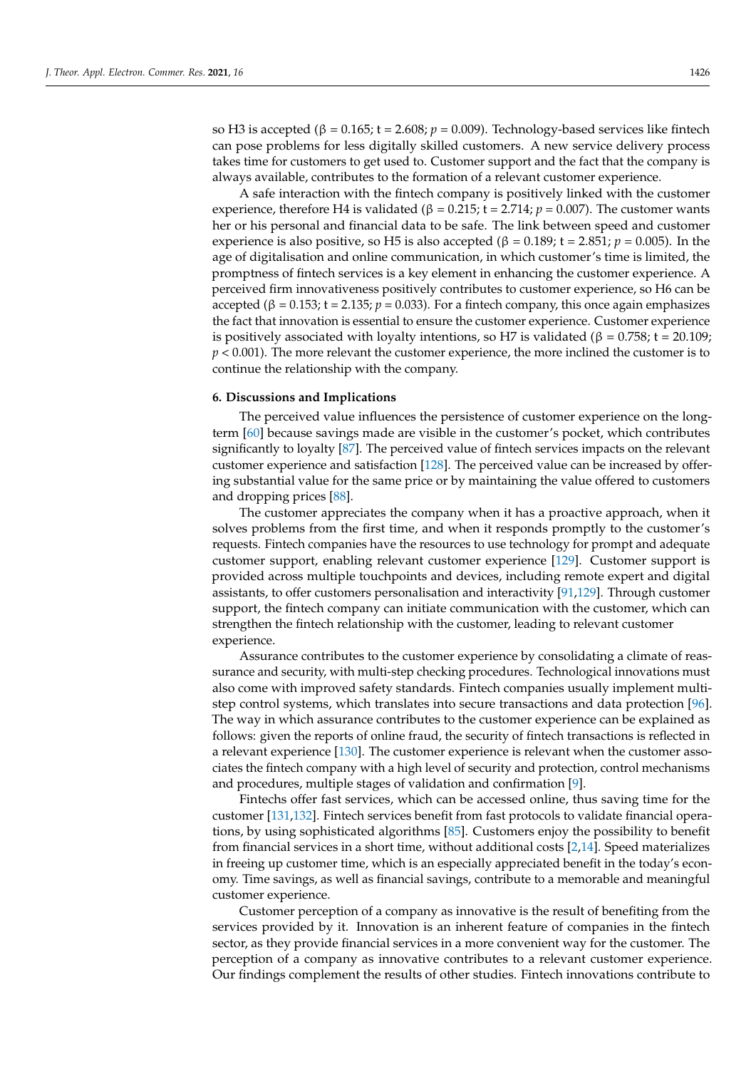so H3 is accepted (β = 0.165; t = 2.608; $p = 0.009$). Technology-based services like fintech can pose problems for less digitally skilled customers. A new service delivery process takes time for customers to get used to. Customer support and the fact that the company is always available, contributes to the formation of a relevant customer experience.

A safe interaction with the fintech company is positively linked with the customer experience, therefore H4 is validated (β = 0.215; t = 2.714; $p = 0.007$). The customer wants her or his personal and financial data to be safe. The link between speed and customer experience is also positive, so H5 is also accepted (β = 0.189; t = 2.851; $p = 0.005$). In the age of digitalisation and online communication, in which customer's time is limited, the promptness of fintech services is a key element in enhancing the customer experience. A perceived firm innovativeness positively contributes to customer experience, so H6 can be accepted (β = 0.153; t = 2.135; $p = 0.033$). For a fintech company, this once again emphasizes the fact that innovation is essential to ensure the customer experience. Customer experience is positively associated with loyalty intentions, so H7 is validated (β = 0.758; t = 20.109; $p < 0.001$). The more relevant the customer experience, the more inclined the customer is to continue the relationship with the company.

## 6. Discussions and Implications

The perceived value influences the persistence of customer experience on the long-term [60] because savings made are visible in the customer's pocket, which contributes significantly to loyalty [87]. The perceived value of fintech services impacts on the relevant customer experience and satisfaction [128]. The perceived value can be increased by offering substantial value for the same price or by maintaining the value offered to customers and dropping prices [88].

The customer appreciates the company when it has a proactive approach, when it solves problems from the first time, and when it responds promptly to the customer's requests. Fintech companies have the resources to use technology for prompt and adequate customer support, enabling relevant customer experience [129]. Customer support is provided across multiple touchpoints and devices, including remote expert and digital assistants, to offer customers personalisation and interactivity [91,129]. Through customer support, the fintech company can initiate communication with the customer, which can strengthen the fintech relationship with the customer, leading to relevant customer experience.

Assurance contributes to the customer experience by consolidating a climate of reassurance and security, with multi-step checking procedures. Technological innovations must also come with improved safety standards. Fintech companies usually implement multi-step control systems, which translates into secure transactions and data protection [96]. The way in which assurance contributes to the customer experience can be explained as follows: given the reports of online fraud, the security of fintech transactions is reflected in a relevant experience [130]. The customer experience is relevant when the customer associates the fintech company with a high level of security and protection, control mechanisms and procedures, multiple stages of validation and confirmation [9].

Fintechs offer fast services, which can be accessed online, thus saving time for the customer [131,132]. Fintech services benefit from fast protocols to validate financial operations, by using sophisticated algorithms [85]. Customers enjoy the possibility to benefit from financial services in a short time, without additional costs [2,14]. Speed materializes in freeing up customer time, which is an especially appreciated benefit in the today's economy. Time savings, as well as financial savings, contribute to a memorable and meaningful customer experience.

Customer perception of a company as innovative is the result of benefiting from the services provided by it. Innovation is an inherent feature of companies in the fintech sector, as they provide financial services in a more convenient way for the customer. The perception of a company as innovative contributes to a relevant customer experience. Our findings complement the results of other studies. Fintech innovations contribute to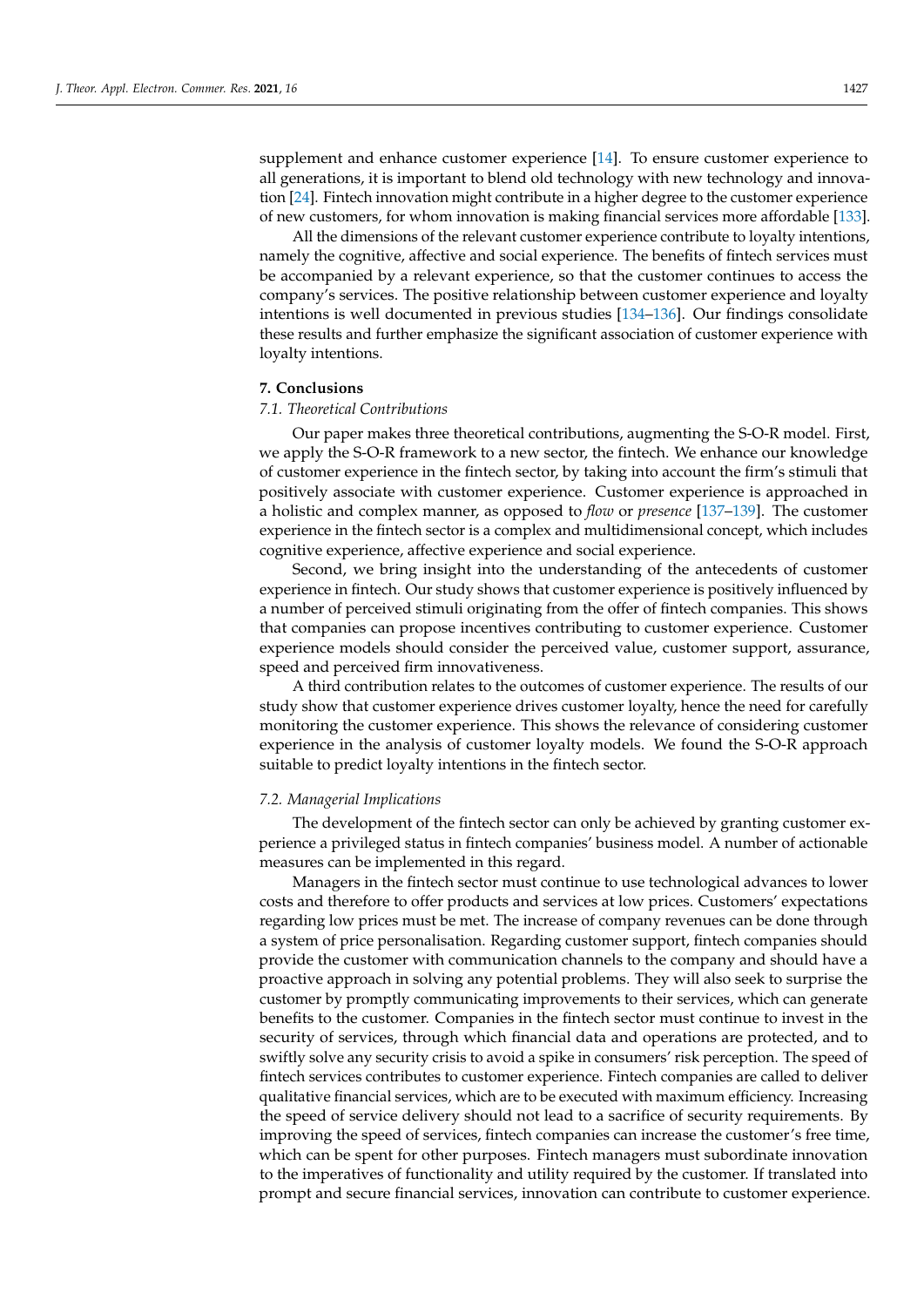supplement and enhance customer experience [14]. To ensure customer experience to all generations, it is important to blend old technology with new technology and innovation [24]. Fintech innovation might contribute in a higher degree to the customer experience of new customers, for whom innovation is making financial services more affordable [133].

All the dimensions of the relevant customer experience contribute to loyalty intentions, namely the cognitive, affective and social experience. The benefits of fintech services must be accompanied by a relevant experience, so that the customer continues to access the company's services. The positive relationship between customer experience and loyalty intentions is well documented in previous studies [134–136]. Our findings consolidate these results and further emphasize the significant association of customer experience with loyalty intentions.

## 7. Conclusions

### 7.1. Theoretical Contributions

Our paper makes three theoretical contributions, augmenting the S-O-R model. First, we apply the S-O-R framework to a new sector, the fintech. We enhance our knowledge of customer experience in the fintech sector, by taking into account the firm's stimuli that positively associate with customer experience. Customer experience is approached in a holistic and complex manner, as opposed to *flow* or *presence* [137–139]. The customer experience in the fintech sector is a complex and multidimensional concept, which includes cognitive experience, affective experience and social experience.

Second, we bring insight into the understanding of the antecedents of customer experience in fintech. Our study shows that customer experience is positively influenced by a number of perceived stimuli originating from the offer of fintech companies. This shows that companies can propose incentives contributing to customer experience. Customer experience models should consider the perceived value, customer support, assurance, speed and perceived firm innovativeness.

A third contribution relates to the outcomes of customer experience. The results of our study show that customer experience drives customer loyalty, hence the need for carefully monitoring the customer experience. This shows the relevance of considering customer experience in the analysis of customer loyalty models. We found the S-O-R approach suitable to predict loyalty intentions in the fintech sector.

### 7.2. Managerial Implications

The development of the fintech sector can only be achieved by granting customer experience a privileged status in fintech companies' business model. A number of actionable measures can be implemented in this regard.

Managers in the fintech sector must continue to use technological advances to lower costs and therefore to offer products and services at low prices. Customers' expectations regarding low prices must be met. The increase of company revenues can be done through a system of price personalisation. Regarding customer support, fintech companies should provide the customer with communication channels to the company and should have a proactive approach in solving any potential problems. They will also seek to surprise the customer by promptly communicating improvements to their services, which can generate benefits to the customer. Companies in the fintech sector must continue to invest in the security of services, through which financial data and operations are protected, and to swiftly solve any security crisis to avoid a spike in consumers' risk perception. The speed of fintech services contributes to customer experience. Fintech companies are called to deliver qualitative financial services, which are to be executed with maximum efficiency. Increasing the speed of service delivery should not lead to a sacrifice of security requirements. By improving the speed of services, fintech companies can increase the customer's free time, which can be spent for other purposes. Fintech managers must subordinate innovation to the imperatives of functionality and utility required by the customer. If translated into prompt and secure financial services, innovation can contribute to customer experience.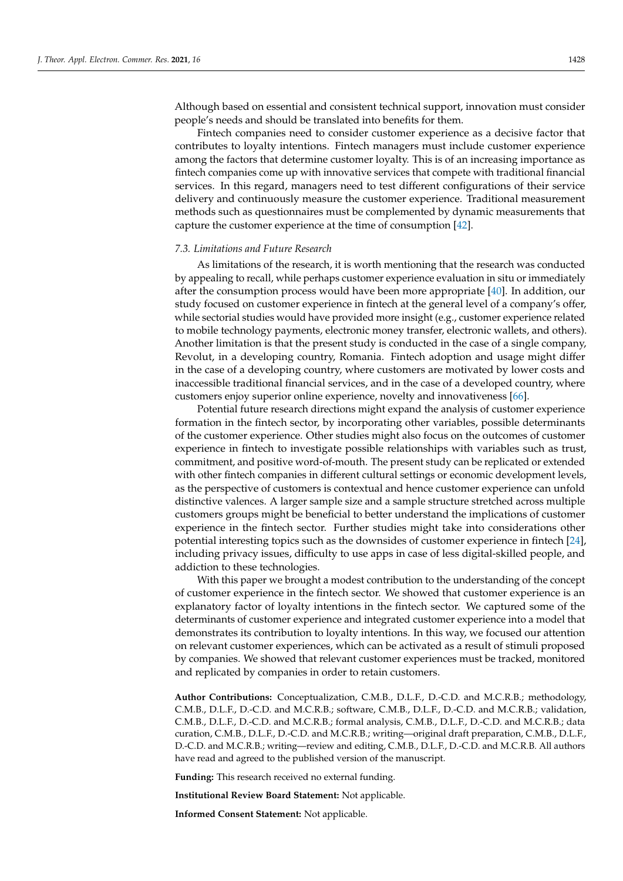Although based on essential and consistent technical support, innovation must consider people's needs and should be translated into benefits for them.

Fintech companies need to consider customer experience as a decisive factor that contributes to loyalty intentions. Fintech managers must include customer experience among the factors that determine customer loyalty. This is of an increasing importance as fintech companies come up with innovative services that compete with traditional financial services. In this regard, managers need to test different configurations of their service delivery and continuously measure the customer experience. Traditional measurement methods such as questionnaires must be complemented by dynamic measurements that capture the customer experience at the time of consumption [42].

### 7.3. Limitations and Future Research

As limitations of the research, it is worth mentioning that the research was conducted by appealing to recall, while perhaps customer experience evaluation in situ or immediately after the consumption process would have been more appropriate [40]. In addition, our study focused on customer experience in fintech at the general level of a company's offer, while sectorial studies would have provided more insight (e.g., customer experience related to mobile technology payments, electronic money transfer, electronic wallets, and others). Another limitation is that the present study is conducted in the case of a single company, Revolut, in a developing country, Romania. Fintech adoption and usage might differ in the case of a developing country, where customers are motivated by lower costs and inaccessible traditional financial services, and in the case of a developed country, where customers enjoy superior online experience, novelty and innovativeness [66].

Potential future research directions might expand the analysis of customer experience formation in the fintech sector, by incorporating other variables, possible determinants of the customer experience. Other studies might also focus on the outcomes of customer experience in fintech to investigate possible relationships with variables such as trust, commitment, and positive word-of-mouth. The present study can be replicated or extended with other fintech companies in different cultural settings or economic development levels, as the perspective of customers is contextual and hence customer experience can unfold distinctive valences. A larger sample size and a sample structure stretched across multiple customers groups might be beneficial to better understand the implications of customer experience in the fintech sector. Further studies might take into considerations other potential interesting topics such as the downsides of customer experience in fintech [24], including privacy issues, difficulty to use apps in case of less digital-skilled people, and addiction to these technologies.

With this paper we brought a modest contribution to the understanding of the concept of customer experience in the fintech sector. We showed that customer experience is an explanatory factor of loyalty intentions in the fintech sector. We captured some of the determinants of customer experience and integrated customer experience into a model that demonstrates its contribution to loyalty intentions. In this way, we focused our attention on relevant customer experiences, which can be activated as a result of stimuli proposed by companies. We showed that relevant customer experiences must be tracked, monitored and replicated by companies in order to retain customers.

**Author Contributions:** Conceptualization, C.M.B., D.L.F., D.-C.D. and M.C.R.B.; methodology, C.M.B., D.L.F., D.-C.D. and M.C.R.B.; software, C.M.B., D.L.F., D.-C.D. and M.C.R.B.; validation, C.M.B., D.L.F., D.-C.D. and M.C.R.B.; formal analysis, C.M.B., D.L.F., D.-C.D. and M.C.R.B.; data curation, C.M.B., D.L.F., D.-C.D. and M.C.R.B.; writing—original draft preparation, C.M.B., D.L.F., D.-C.D. and M.C.R.B.; writing—review and editing, C.M.B., D.L.F., D.-C.D. and M.C.R.B. All authors have read and agreed to the published version of the manuscript.

**Funding:** This research received no external funding.

**Institutional Review Board Statement:** Not applicable.

**Informed Consent Statement:** Not applicable.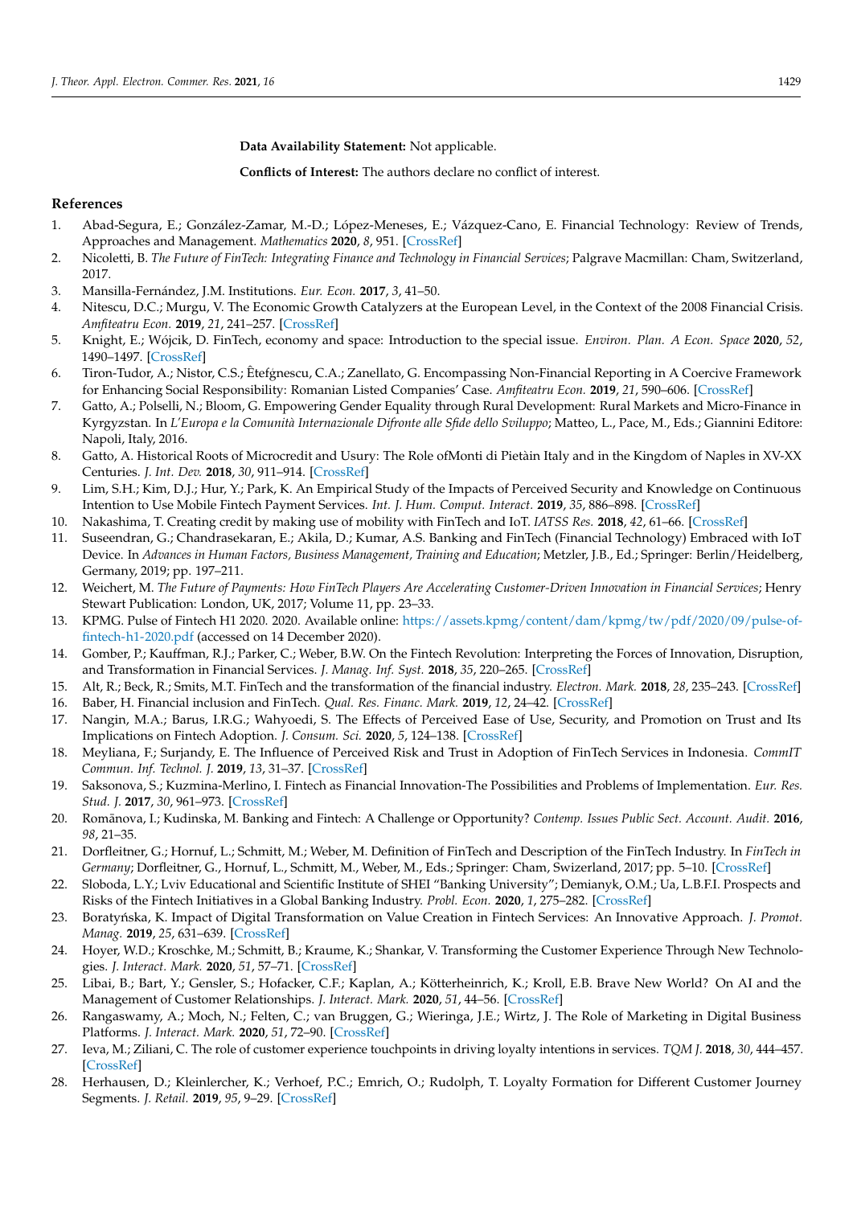**Data Availability Statement:** Not applicable.

**Conflicts of Interest:** The authors declare no conflict of interest.

## References

1. Abad-Segura, E.; González-Zamar, M.-D.; López-Meneses, E.; Vázquez-Cano, E. Financial Technology: Review of Trends, Approaches and Management. *Mathematics* **2020**, *8*, 951. [CrossRef]
2. Nicoletti, B. *The Future of FinTech: Integrating Finance and Technology in Financial Services*; Palgrave Macmillan: Cham, Switzerland, 2017.
3. Mansilla-Fernández, J.M. Institutions. *Eur. Econ.* **2017**, *3*, 41–50.
4. Nitescu, D.C.; Murgu, V. The Economic Growth Catalyzers at the European Level, in the Context of the 2008 Financial Crisis. *Amfiteatru Econ.* **2019**, *21*, 241–257. [CrossRef]
5. Knight, E.; Wójcik, D. FinTech, economy and space: Introduction to the special issue. *Environ. Plan. A Econ. Space* **2020**, *52*, 1490–1497. [CrossRef]
6. Tiron-Tudor, A.; Nistor, C.S.; Ȇtefǵnescu, C.A.; Zanellato, G. Encompassing Non-Financial Reporting in A Coercive Framework for Enhancing Social Responsibility: Romanian Listed Companies' Case. *Amfiteatru Econ.* **2019**, *21*, 590–606. [CrossRef]
7. Gatto, A.; Polselli, N.; Bloom, G. Empowering Gender Equality through Rural Development: Rural Markets and Micro-Finance in Kyrgyzstan. In *L'Europa e la Comunità Internazionale Difronte alle Sfide dello Sviluppo*; Matteo, L., Pace, M., Eds.; Giannini Editore: Napoli, Italy, 2016.
8. Gatto, A. Historical Roots of Microcredit and Usury: The Role ofMonti di Pietàin Italy and in the Kingdom of Naples in XV-XX Centuries. *J. Int. Dev.* **2018**, *30*, 911–914. [CrossRef]
9. Lim, S.H.; Kim, D.J.; Hur, Y.; Park, K. An Empirical Study of the Impacts of Perceived Security and Knowledge on Continuous Intention to Use Mobile Fintech Payment Services. *Int. J. Hum. Comput. Interact.* **2019**, *35*, 886–898. [CrossRef]
10. Nakashima, T. Creating credit by making use of mobility with FinTech and IoT. *IATSS Res.* **2018**, *42*, 61–66. [CrossRef]
11. Suseendran, G.; Chandrasekaran, E.; Akila, D.; Kumar, A.S. Banking and FinTech (Financial Technology) Embraced with IoT Device. In *Advances in Human Factors, Business Management, Training and Education*; Metzler, J.B., Ed.; Springer: Berlin/Heidelberg, Germany, 2019; pp. 197–211.
12. Weichert, M. *The Future of Payments: How FinTech Players Are Accelerating Customer-Driven Innovation in Financial Services*; Henry Stewart Publication: London, UK, 2017; Volume 11, pp. 23–33.
13. KPMG. Pulse of Fintech H1 2020. 2020. Available online: https://assets.kpmg/content/dam/kpmg/tw/pdf/2020/09/pulse-of-fintech-h1-2020.pdf (accessed on 14 December 2020).
14. Gomber, P.; Kauffman, R.J.; Parker, C.; Weber, B.W. On the Fintech Revolution: Interpreting the Forces of Innovation, Disruption, and Transformation in Financial Services. *J. Manag. Inf. Syst.* **2018**, *35*, 220–265. [CrossRef]
15. Alt, R.; Beck, R.; Smits, M.T. FinTech and the transformation of the financial industry. *Electron. Mark.* **2018**, *28*, 235–243. [CrossRef]
16. Baber, H. Financial inclusion and FinTech. *Qual. Res. Financ. Mark.* **2019**, *12*, 24–42. [CrossRef]
17. Nangin, M.A.; Barus, I.R.G.; Wahyoedi, S. The Effects of Perceived Ease of Use, Security, and Promotion on Trust and Its Implications on Fintech Adoption. *J. Consum. Sci.* **2020**, *5*, 124–138. [CrossRef]
18. Meyliana, F.; Surjandy, E. The Influence of Perceived Risk and Trust in Adoption of FinTech Services in Indonesia. *CommIT Commun. Inf. Technol. J.* **2019**, *13*, 31–37. [CrossRef]
19. Saksonova, S.; Kuzmina-Merlino, I. Fintech as Financial Innovation-The Possibilities and Problems of Implementation. *Eur. Res. Stud. J.* **2017**, *30*, 961–973. [CrossRef]
20. Romānova, I.; Kudinska, M. Banking and Fintech: A Challenge or Opportunity? *Contemp. Issues Public Sect. Account. Audit.* **2016**, *98*, 21–35.
21. Dorfleitner, G.; Hornuf, L.; Schmitt, M.; Weber, M. Definition of FinTech and Description of the FinTech Industry. In *FinTech in Germany*; Dorfleitner, G., Hornuf, L., Schmitt, M., Weber, M., Eds.; Springer: Cham, Swizerland, 2017; pp. 5–10. [CrossRef]
22. Sloboda, L.Y.; Lviv Educational and Scientific Institute of SHEI "Banking University"; Demianyk, O.M.; Ua, L.B.F.I. Prospects and Risks of the Fintech Initiatives in a Global Banking Industry. *Probl. Econ.* **2020**, *1*, 275–282. [CrossRef]
23. Boratyńska, K. Impact of Digital Transformation on Value Creation in Fintech Services: An Innovative Approach. *J. Promot. Manag.* **2019**, *25*, 631–639. [CrossRef]
24. Hoyer, W.D.; Kroschke, M.; Schmitt, B.; Kraume, K.; Shankar, V. Transforming the Customer Experience Through New Technologies. *J. Interact. Mark.* **2020**, *51*, 57–71. [CrossRef]
25. Libai, B.; Bart, Y.; Gensler, S.; Hofacker, C.F.; Kaplan, A.; Kötterheinrich, K.; Kroll, E.B. Brave New World? On AI and the Management of Customer Relationships. *J. Interact. Mark.* **2020**, *51*, 44–56. [CrossRef]
26. Rangaswamy, A.; Moch, N.; Felten, C.; van Bruggen, G.; Wieringa, J.E.; Wirtz, J. The Role of Marketing in Digital Business Platforms. *J. Interact. Mark.* **2020**, *51*, 72–90. [CrossRef]
27. Ieva, M.; Ziliani, C. The role of customer experience touchpoints in driving loyalty intentions in services. *TQM J.* **2018**, *30*, 444–457. [CrossRef]
28. Herhausen, D.; Kleinlercher, K.; Verhoef, P.C.; Emrich, O.; Rudolph, T. Loyalty Formation for Different Customer Journey Segments. *J. Retail.* **2019**, *95*, 9–29. [CrossRef]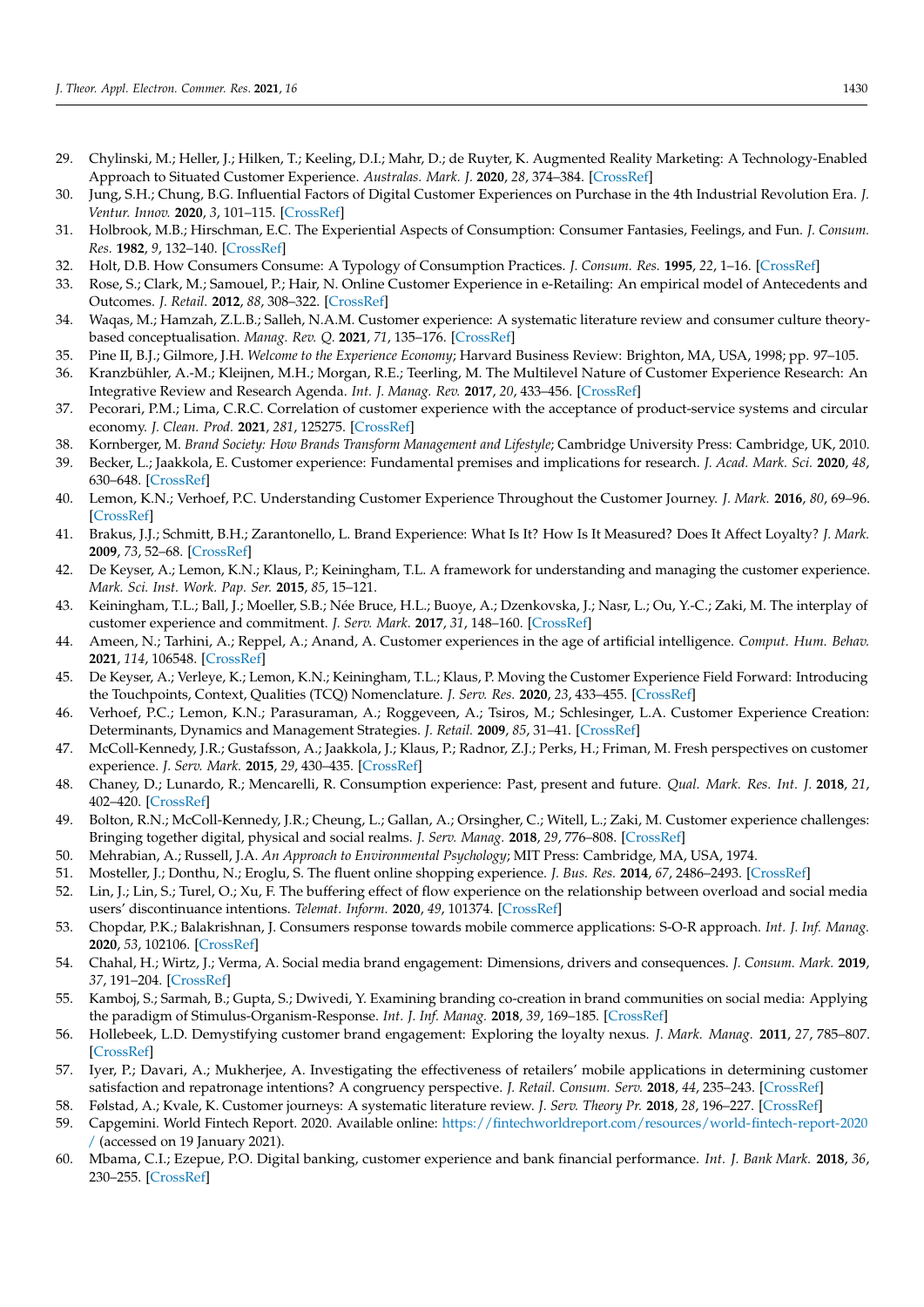29. Chylinski, M.; Heller, J.; Hilken, T.; Keeling, D.I.; Mahr, D.; de Ruyter, K. Augmented Reality Marketing: A Technology-Enabled Approach to Situated Customer Experience. *Australas. Mark. J.* **2020**, *28*, 374–384. [CrossRef]
30. Jung, S.H.; Chung, B.G. Influential Factors of Digital Customer Experiences on Purchase in the 4th Industrial Revolution Era. *J. Ventur. Innov.* **2020**, *3*, 101–115. [CrossRef]
31. Holbrook, M.B.; Hirschman, E.C. The Experiential Aspects of Consumption: Consumer Fantasies, Feelings, and Fun. *J. Consum. Res.* **1982**, *9*, 132–140. [CrossRef]
32. Holt, D.B. How Consumers Consume: A Typology of Consumption Practices. *J. Consum. Res.* **1995**, *22*, 1–16. [CrossRef]
33. Rose, S.; Clark, M.; Samouel, P.; Hair, N. Online Customer Experience in e-Retailing: An empirical model of Antecedents and Outcomes. *J. Retail.* **2012**, *88*, 308–322. [CrossRef]
34. Waqas, M.; Hamzah, Z.L.B.; Salleh, N.A.M. Customer experience: A systematic literature review and consumer culture theory-based conceptualisation. *Manag. Rev. Q.* **2021**, *71*, 135–176. [CrossRef]
35. Pine II, B.J.; Gilmore, J.H. *Welcome to the Experience Economy*; Harvard Business Review: Brighton, MA, USA, 1998; pp. 97–105.
36. Kranzbühler, A.-M.; Kleijnen, M.H.; Morgan, R.E.; Teerling, M. The Multilevel Nature of Customer Experience Research: An Integrative Review and Research Agenda. *Int. J. Manag. Rev.* **2017**, *20*, 433–456. [CrossRef]
37. Pecorari, P.M.; Lima, C.R.C. Correlation of customer experience with the acceptance of product-service systems and circular economy. *J. Clean. Prod.* **2021**, *281*, 125275. [CrossRef]
38. Kornberger, M. *Brand Society: How Brands Transform Management and Lifestyle*; Cambridge University Press: Cambridge, UK, 2010.
39. Becker, L.; Jaakkola, E. Customer experience: Fundamental premises and implications for research. *J. Acad. Mark. Sci.* **2020**, *48*, 630–648. [CrossRef]
40. Lemon, K.N.; Verhoef, P.C. Understanding Customer Experience Throughout the Customer Journey. *J. Mark.* **2016**, *80*, 69–96. [CrossRef]
41. Brakus, J.J.; Schmitt, B.H.; Zarantonello, L. Brand Experience: What Is It? How Is It Measured? Does It Affect Loyalty? *J. Mark.* **2009**, *73*, 52–68. [CrossRef]
42. De Keyser, A.; Lemon, K.N.; Klaus, P.; Keiningham, T.L. A framework for understanding and managing the customer experience. *Mark. Sci. Inst. Work. Pap. Ser.* **2015**, *85*, 15–121.
43. Keiningham, T.L.; Ball, J.; Moeller, S.B.; Née Bruce, H.L.; Buoye, A.; Dzenkovska, J.; Nasr, L.; Ou, Y.-C.; Zaki, M. The interplay of customer experience and commitment. *J. Serv. Mark.* **2017**, *31*, 148–160. [CrossRef]
44. Ameen, N.; Tarhini, A.; Reppel, A.; Anand, A. Customer experiences in the age of artificial intelligence. *Comput. Hum. Behav.* **2021**, *114*, 106548. [CrossRef]
45. De Keyser, A.; Verleye, K.; Lemon, K.N.; Keiningham, T.L.; Klaus, P. Moving the Customer Experience Field Forward: Introducing the Touchpoints, Context, Qualities (TCQ) Nomenclature. *J. Serv. Res.* **2020**, *23*, 433–455. [CrossRef]
46. Verhoef, P.C.; Lemon, K.N.; Parasuraman, A.; Roggeveen, A.; Tsiros, M.; Schlesinger, L.A. Customer Experience Creation: Determinants, Dynamics and Management Strategies. *J. Retail.* **2009**, *85*, 31–41. [CrossRef]
47. McColl-Kennedy, J.R.; Gustafsson, A.; Jaakkola, J.; Klaus, P.; Radnor, Z.J.; Perks, H.; Friman, M. Fresh perspectives on customer experience. *J. Serv. Mark.* **2015**, *29*, 430–435. [CrossRef]
48. Chaney, D.; Lunardo, R.; Mencarelli, R. Consumption experience: Past, present and future. *Qual. Mark. Res. Int. J.* **2018**, *21*, 402–420. [CrossRef]
49. Bolton, R.N.; McColl-Kennedy, J.R.; Cheung, L.; Gallan, A.; Orsingher, C.; Witell, L.; Zaki, M. Customer experience challenges: Bringing together digital, physical and social realms. *J. Serv. Manag.* **2018**, *29*, 776–808. [CrossRef]
50. Mehrabian, A.; Russell, J.A. *An Approach to Environmental Psychology*; MIT Press: Cambridge, MA, USA, 1974.
51. Mosteller, J.; Donthu, N.; Eroglu, S. The fluent online shopping experience. *J. Bus. Res.* **2014**, *67*, 2486–2493. [CrossRef]
52. Lin, J.; Lin, S.; Turel, O.; Xu, F. The buffering effect of flow experience on the relationship between overload and social media users' discontinuance intentions. *Telemat. Inform.* **2020**, *49*, 101374. [CrossRef]
53. Chopdar, P.K.; Balakrishnan, J. Consumers response towards mobile commerce applications: S-O-R approach. *Int. J. Inf. Manag.* **2020**, *53*, 102106. [CrossRef]
54. Chahal, H.; Wirtz, J.; Verma, A. Social media brand engagement: Dimensions, drivers and consequences. *J. Consum. Mark.* **2019**, *37*, 191–204. [CrossRef]
55. Kamboj, S.; Sarmah, B.; Gupta, S.; Dwivedi, Y. Examining branding co-creation in brand communities on social media: Applying the paradigm of Stimulus-Organism-Response. *Int. J. Inf. Manag.* **2018**, *39*, 169–185. [CrossRef]
56. Hollebeek, L.D. Demystifying customer brand engagement: Exploring the loyalty nexus. *J. Mark. Manag.* **2011**, *27*, 785–807. [CrossRef]
57. Iyer, P.; Davari, A.; Mukherjee, A. Investigating the effectiveness of retailers' mobile applications in determining customer satisfaction and repatronage intentions? A congruency perspective. *J. Retail. Consum. Serv.* **2018**, *44*, 235–243. [CrossRef]
58. Følstad, A.; Kvale, K. Customer journeys: A systematic literature review. *J. Serv. Theory Pr.* **2018**, *28*, 196–227. [CrossRef]
59. Capgemini. World Fintech Report. 2020. Available online: https://fintechworldreport.com/resources/world-fintech-report-2020/ (accessed on 19 January 2021).
60. Mbama, C.I.; Ezepue, P.O. Digital banking, customer experience and bank financial performance. *Int. J. Bank Mark.* **2018**, *36*, 230–255. [CrossRef]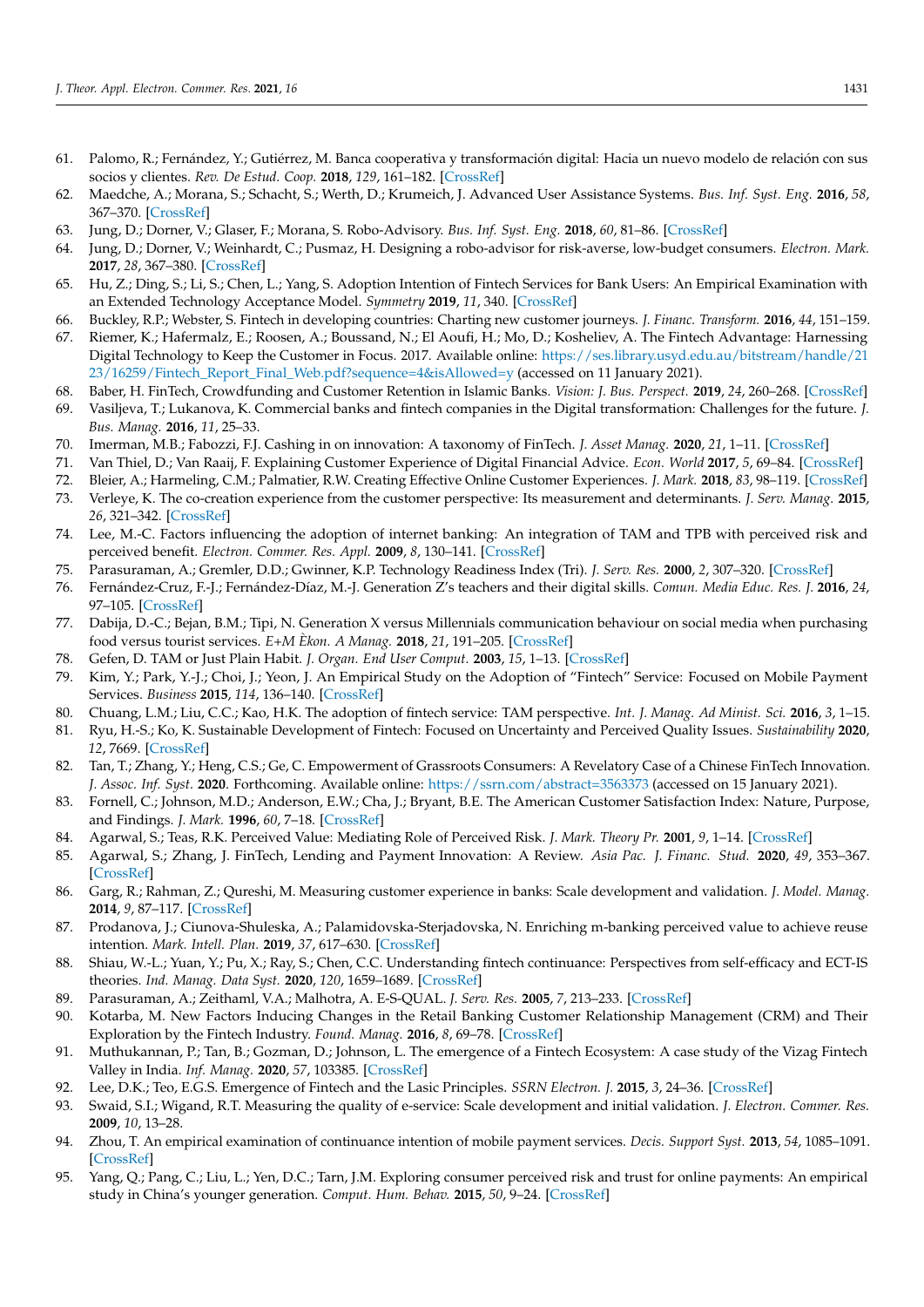61. Palomo, R.; Fernández, Y.; Gutiérrez, M. Banca cooperativa y transformación digital: Hacia un nuevo modelo de relación con sus socios y clientes. *Rev. De Estud. Coop.* **2018**, *129*, 161–182. [CrossRef]
62. Maedche, A.; Morana, S.; Schacht, S.; Werth, D.; Krumeich, J. Advanced User Assistance Systems. *Bus. Inf. Syst. Eng.* **2016**, *58*, 367–370. [CrossRef]
63. Jung, D.; Dorner, V.; Glaser, F.; Morana, S. Robo-Advisory. *Bus. Inf. Syst. Eng.* **2018**, *60*, 81–86. [CrossRef]
64. Jung, D.; Dorner, V.; Weinhardt, C.; Pusmaz, H. Designing a robo-advisor for risk-averse, low-budget consumers. *Electron. Mark.* **2017**, *28*, 367–380. [CrossRef]
65. Hu, Z.; Ding, S.; Li, S.; Chen, L.; Yang, S. Adoption Intention of Fintech Services for Bank Users: An Empirical Examination with an Extended Technology Acceptance Model. *Symmetry* **2019**, *11*, 340. [CrossRef]
66. Buckley, R.P.; Webster, S. Fintech in developing countries: Charting new customer journeys. *J. Financ. Transform.* **2016**, *44*, 151–159.
67. Riemer, K.; Hafermalz, E.; Roosen, A.; Boussand, N.; El Aoufi, H.; Mo, D.; Kosheliev, A. The Fintech Advantage: Harnessing Digital Technology to Keep the Customer in Focus. 2017. Available online: https://ses.library.usyd.edu.au/bitstream/handle/2123/16259/Fintech_Report_Final_Web.pdf?sequence=4&isAllowed=y (accessed on 11 January 2021).
68. Baber, H. FinTech, Crowdfunding and Customer Retention in Islamic Banks. *Vision: J. Bus. Perspect.* **2019**, *24*, 260–268. [CrossRef]
69. Vasiljeva, T.; Lukanova, K. Commercial banks and fintech companies in the Digital transformation: Challenges for the future. *J. Bus. Manag.* **2016**, *11*, 25–33.
70. Imerman, M.B.; Fabozzi, F.J. Cashing in on innovation: A taxonomy of FinTech. *J. Asset Manag.* **2020**, *21*, 1–11. [CrossRef]
71. Van Thiel, D.; Van Raaij, F. Explaining Customer Experience of Digital Financial Advice. *Econ. World* **2017**, *5*, 69–84. [CrossRef]
72. Bleier, A.; Harmeling, C.M.; Palmatier, R.W. Creating Effective Online Customer Experiences. *J. Mark.* **2018**, *83*, 98–119. [CrossRef]
73. Verleye, K. The co-creation experience from the customer perspective: Its measurement and determinants. *J. Serv. Manag.* **2015**, *26*, 321–342. [CrossRef]
74. Lee, M.-C. Factors influencing the adoption of internet banking: An integration of TAM and TPB with perceived risk and perceived benefit. *Electron. Commer. Res. Appl.* **2009**, *8*, 130–141. [CrossRef]
75. Parasuraman, A.; Gremler, D.D.; Gwinner, K.P. Technology Readiness Index (Tri). *J. Serv. Res.* **2000**, *2*, 307–320. [CrossRef]
76. Fernández-Cruz, F.-J.; Fernández-Díaz, M.-J. Generation Z's teachers and their digital skills. *Comun. Media Educ. Res. J.* **2016**, *24*, 97–105. [CrossRef]
77. Dabija, D.-C.; Bejan, B.M.; Tipi, N. Generation X versus Millennials communication behaviour on social media when purchasing food versus tourist services. *E+M Ekon. A Manag.* **2018**, *21*, 191–205. [CrossRef]
78. Gefen, D. TAM or Just Plain Habit. *J. Organ. End User Comput.* **2003**, *15*, 1–13. [CrossRef]
79. Kim, Y.; Park, Y.-J.; Choi, J.; Yeon, J. An Empirical Study on the Adoption of "Fintech" Service: Focused on Mobile Payment Services. *Business* **2015**, *114*, 136–140. [CrossRef]
80. Chuang, L.M.; Liu, C.C.; Kao, H.K. The adoption of fintech service: TAM perspective. *Int. J. Manag. Ad Minist. Sci.* **2016**, *3*, 1–15.
81. Ryu, H.-S.; Ko, K. Sustainable Development of Fintech: Focused on Uncertainty and Perceived Quality Issues. *Sustainability* **2020**, *12*, 7669. [CrossRef]
82. Tan, T.; Zhang, Y.; Heng, C.S.; Ge, C. Empowerment of Grassroots Consumers: A Revelatory Case of a Chinese FinTech Innovation. *J. Assoc. Inf. Syst.* **2020**. Forthcoming. Available online: https://ssrn.com/abstract=3563373 (accessed on 15 January 2021).
83. Fornell, C.; Johnson, M.D.; Anderson, E.W.; Cha, J.; Bryant, B.E. The American Customer Satisfaction Index: Nature, Purpose, and Findings. *J. Mark.* **1996**, *60*, 7–18. [CrossRef]
84. Agarwal, S.; Teas, R.K. Perceived Value: Mediating Role of Perceived Risk. *J. Mark. Theory Pr.* **2001**, *9*, 1–14. [CrossRef]
85. Agarwal, S.; Zhang, J. FinTech, Lending and Payment Innovation: A Review. *Asia Pac. J. Financ. Stud.* **2020**, *49*, 353–367. [CrossRef]
86. Garg, R.; Rahman, Z.; Qureshi, M. Measuring customer experience in banks: Scale development and validation. *J. Model. Manag.* **2014**, *9*, 87–117. [CrossRef]
87. Prodanova, J.; Ciunova-Shuleska, A.; Palamidovska-Sterjadovska, N. Enriching m-banking perceived value to achieve reuse intention. *Mark. Intell. Plan.* **2019**, *37*, 617–630. [CrossRef]
88. Shiau, W.-L.; Yuan, Y.; Pu, X.; Ray, S.; Chen, C.C. Understanding fintech continuance: Perspectives from self-efficacy and ECT-IS theories. *Ind. Manag. Data Syst.* **2020**, *120*, 1659–1689. [CrossRef]
89. Parasuraman, A.; Zeithaml, V.A.; Malhotra, A. E-S-QUAL. *J. Serv. Res.* **2005**, *7*, 213–233. [CrossRef]
90. Kotarba, M. New Factors Inducing Changes in the Retail Banking Customer Relationship Management (CRM) and Their Exploration by the Fintech Industry. *Found. Manag.* **2016**, *8*, 69–78. [CrossRef]
91. Muthukannan, P.; Tan, B.; Gozman, D.; Johnson, L. The emergence of a Fintech Ecosystem: A case study of the Vizag Fintech Valley in India. *Inf. Manag.* **2020**, *57*, 103385. [CrossRef]
92. Lee, D.K.; Teo, E.G.S. Emergence of Fintech and the Lasic Principles. *SSRN Electron. J.* **2015**, *3*, 24–36. [CrossRef]
93. Swaid, S.I.; Wigand, R.T. Measuring the quality of e-service: Scale development and initial validation. *J. Electron. Commer. Res.* **2009**, *10*, 13–28.
94. Zhou, T. An empirical examination of continuance intention of mobile payment services. *Decis. Support Syst.* **2013**, *54*, 1085–1091. [CrossRef]
95. Yang, Q.; Pang, C.; Liu, L.; Yen, D.C.; Tarn, J.M. Exploring consumer perceived risk and trust for online payments: An empirical study in China's younger generation. *Comput. Hum. Behav.* **2015**, *50*, 9–24. [CrossRef]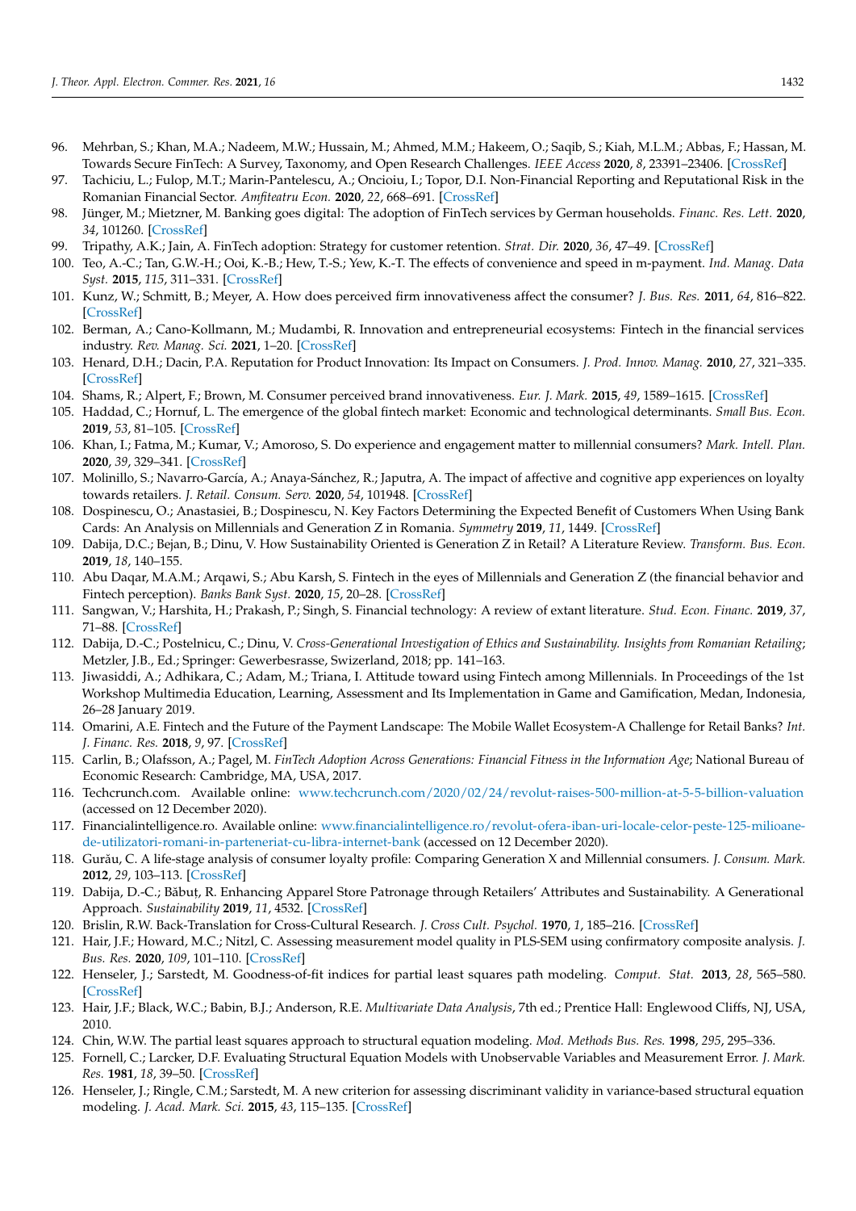96. Mehrban, S.; Khan, M.A.; Nadeem, M.W.; Hussain, M.; Ahmed, M.M.; Hakeem, O.; Saqib, S.; Kiah, M.L.M.; Abbas, F.; Hassan, M. Towards Secure FinTech: A Survey, Taxonomy, and Open Research Challenges. *IEEE Access* **2020**, *8*, 23391–23406. [CrossRef]
97. Tachiciu, L.; Fulop, M.T.; Marin-Pantelescu, A.; Oncioiu, I.; Topor, D.I. Non-Financial Reporting and Reputational Risk in the Romanian Financial Sector. *Amfiteatru Econ.* **2020**, *22*, 668–691. [CrossRef]
98. Jünger, M.; Mietzner, M. Banking goes digital: The adoption of FinTech services by German households. *Financ. Res. Lett.* **2020**, *34*, 101260. [CrossRef]
99. Tripathy, A.K.; Jain, A. FinTech adoption: Strategy for customer retention. *Strat. Dir.* **2020**, *36*, 47–49. [CrossRef]
100. Teo, A.-C.; Tan, G.W.-H.; Ooi, K.-B.; Hew, T.-S.; Yew, K.-T. The effects of convenience and speed in m-payment. *Ind. Manag. Data Syst.* **2015**, *115*, 311–331. [CrossRef]
101. Kunz, W.; Schmitt, B.; Meyer, A. How does perceived firm innovativeness affect the consumer? *J. Bus. Res.* **2011**, *64*, 816–822. [CrossRef]
102. Berman, A.; Cano-Kollmann, M.; Mudambi, R. Innovation and entrepreneurial ecosystems: Fintech in the financial services industry. *Rev. Manag. Sci.* **2021**, 1–20. [CrossRef]
103. Henard, D.H.; Dacin, P.A. Reputation for Product Innovation: Its Impact on Consumers. *J. Prod. Innov. Manag.* **2010**, *27*, 321–335. [CrossRef]
104. Shams, R.; Alpert, F.; Brown, M. Consumer perceived brand innovativeness. *Eur. J. Mark.* **2015**, *49*, 1589–1615. [CrossRef]
105. Haddad, C.; Hornuf, L. The emergence of the global fintech market: Economic and technological determinants. *Small Bus. Econ.* **2019**, *53*, 81–105. [CrossRef]
106. Khan, I.; Fatma, M.; Kumar, V.; Amoroso, S. Do experience and engagement matter to millennial consumers? *Mark. Intell. Plan.* **2020**, *39*, 329–341. [CrossRef]
107. Molinillo, S.; Navarro-García, A.; Anaya-Sánchez, R.; Japutra, A. The impact of affective and cognitive app experiences on loyalty towards retailers. *J. Retail. Consum. Serv.* **2020**, *54*, 101948. [CrossRef]
108. Dospinescu, O.; Anastasiei, B.; Dospinescu, N. Key Factors Determining the Expected Benefit of Customers When Using Bank Cards: An Analysis on Millennials and Generation Z in Romania. *Symmetry* **2019**, *11*, 1449. [CrossRef]
109. Dabija, D.C.; Bejan, B.; Dinu, V. How Sustainability Oriented is Generation Z in Retail? A Literature Review. *Transform. Bus. Econ.* **2019**, *18*, 140–155.
110. Abu Daqar, M.A.M.; Arqawi, S.; Abu Karsh, S. Fintech in the eyes of Millennials and Generation Z (the financial behavior and Fintech perception). *Banks Bank Syst.* **2020**, *15*, 20–28. [CrossRef]
111. Sangwan, V.; Harshita, H.; Prakash, P.; Singh, S. Financial technology: A review of extant literature. *Stud. Econ. Financ.* **2019**, *37*, 71–88. [CrossRef]
112. Dabija, D.-C.; Postelnicu, C.; Dinu, V. *Cross-Generational Investigation of Ethics and Sustainability. Insights from Romanian Retailing*; Metzler, J.B., Ed.; Springer: Gewerbesrasse, Swizerland, 2018; pp. 141–163.
113. Jiwasiddi, A.; Adhikara, C.; Adam, M.; Triana, I. Attitude toward using Fintech among Millennials. In Proceedings of the 1st Workshop Multimedia Education, Learning, Assessment and Its Implementation in Game and Gamification, Medan, Indonesia, 26–28 January 2019.
114. Omarini, A.E. Fintech and the Future of the Payment Landscape: The Mobile Wallet Ecosystem-A Challenge for Retail Banks? *Int. J. Financ. Res.* **2018**, *9*, 97. [CrossRef]
115. Carlin, B.; Olafsson, A.; Pagel, M. *FinTech Adoption Across Generations: Financial Fitness in the Information Age*; National Bureau of Economic Research: Cambridge, MA, USA, 2017.
116. Techcrunch.com. Available online: www.techcrunch.com/2020/02/24/revolut-raises-500-million-at-5-5-billion-valuation (accessed on 12 December 2020).
117. Financialintelligence.ro. Available online: www.financialintelligence.ro/revolut-ofera-iban-uri-locale-celor-peste-125-milioane-de-utilizatori-romani-in-parteneriat-cu-libra-internet-bank (accessed on 12 December 2020).
118. Gurău, C. A life-stage analysis of consumer loyalty profile: Comparing Generation X and Millennial consumers. *J. Consum. Mark.* **2012**, *29*, 103–113. [CrossRef]
119. Dabija, D.-C.; Băbuț, R. Enhancing Apparel Store Patronage through Retailers' Attributes and Sustainability. A Generational Approach. *Sustainability* **2019**, *11*, 4532. [CrossRef]
120. Brislin, R.W. Back-Translation for Cross-Cultural Research. *J. Cross Cult. Psychol.* **1970**, *1*, 185–216. [CrossRef]
121. Hair, J.F.; Howard, M.C.; Nitzl, C. Assessing measurement model quality in PLS-SEM using confirmatory composite analysis. *J. Bus. Res.* **2020**, *109*, 101–110. [CrossRef]
122. Henseler, J.; Sarstedt, M. Goodness-of-fit indices for partial least squares path modeling. *Comput. Stat.* **2013**, *28*, 565–580. [CrossRef]
123. Hair, J.F.; Black, W.C.; Babin, B.J.; Anderson, R.E. *Multivariate Data Analysis*, 7th ed.; Prentice Hall: Englewood Cliffs, NJ, USA, 2010.
124. Chin, W.W. The partial least squares approach to structural equation modeling. *Mod. Methods Bus. Res.* **1998**, *295*, 295–336.
125. Fornell, C.; Larcker, D.F. Evaluating Structural Equation Models with Unobservable Variables and Measurement Error. *J. Mark. Res.* **1981**, *18*, 39–50. [CrossRef]
126. Henseler, J.; Ringle, C.M.; Sarstedt, M. A new criterion for assessing discriminant validity in variance-based structural equation modeling. *J. Acad. Mark. Sci.* **2015**, *43*, 115–135. [CrossRef]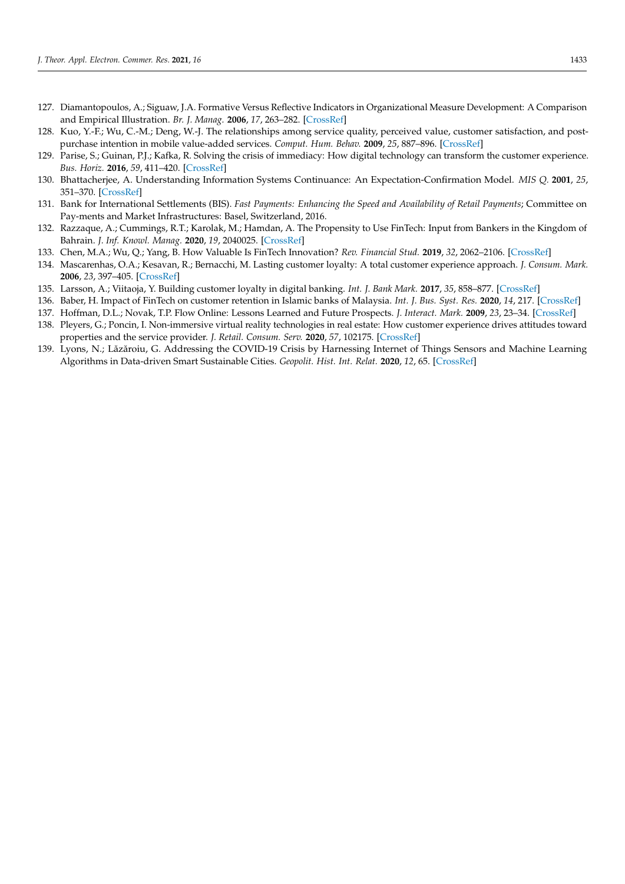127. Diamantopoulos, A.; Siguaw, J.A. Formative Versus Reflective Indicators in Organizational Measure Development: A Comparison and Empirical Illustration. *Br. J. Manag.* **2006**, *17*, 263–282. [CrossRef]
128. Kuo, Y.-F.; Wu, C.-M.; Deng, W.-J. The relationships among service quality, perceived value, customer satisfaction, and post-purchase intention in mobile value-added services. *Comput. Hum. Behav.* **2009**, *25*, 887–896. [CrossRef]
129. Parise, S.; Guinan, P.J.; Kafka, R. Solving the crisis of immediacy: How digital technology can transform the customer experience. *Bus. Horiz.* **2016**, *59*, 411–420. [CrossRef]
130. Bhattacherjee, A. Understanding Information Systems Continuance: An Expectation-Confirmation Model. *MIS Q.* **2001**, *25*, 351–370. [CrossRef]
131. Bank for International Settlements (BIS). *Fast Payments: Enhancing the Speed and Availability of Retail Payments*; Committee on Pay-ments and Market Infrastructures: Basel, Switzerland, 2016.
132. Razzaque, A.; Cummings, R.T.; Karolak, M.; Hamdan, A. The Propensity to Use FinTech: Input from Bankers in the Kingdom of Bahrain. *J. Inf. Knowl. Manag.* **2020**, *19*, 2040025. [CrossRef]
133. Chen, M.A.; Wu, Q.; Yang, B. How Valuable Is FinTech Innovation? *Rev. Financial Stud.* **2019**, *32*, 2062–2106. [CrossRef]
134. Mascarenhas, O.A.; Kesavan, R.; Bernacchi, M. Lasting customer loyalty: A total customer experience approach. *J. Consum. Mark.* **2006**, *23*, 397–405. [CrossRef]
135. Larsson, A.; Viitaoja, Y. Building customer loyalty in digital banking. *Int. J. Bank Mark.* **2017**, *35*, 858–877. [CrossRef]
136. Baber, H. Impact of FinTech on customer retention in Islamic banks of Malaysia. *Int. J. Bus. Syst. Res.* **2020**, *14*, 217. [CrossRef]
137. Hoffman, D.L.; Novak, T.P. Flow Online: Lessons Learned and Future Prospects. *J. Interact. Mark.* **2009**, *23*, 23–34. [CrossRef]
138. Pleyers, G.; Poncin, I. Non-immersive virtual reality technologies in real estate: How customer experience drives attitudes toward properties and the service provider. *J. Retail. Consum. Serv.* **2020**, *57*, 102175. [CrossRef]
139. Lyons, N.; Lăzăroiu, G. Addressing the COVID-19 Crisis by Harnessing Internet of Things Sensors and Machine Learning Algorithms in Data-driven Smart Sustainable Cities. *Geopolit. Hist. Int. Relat.* **2020**, *12*, 65. [CrossRef]